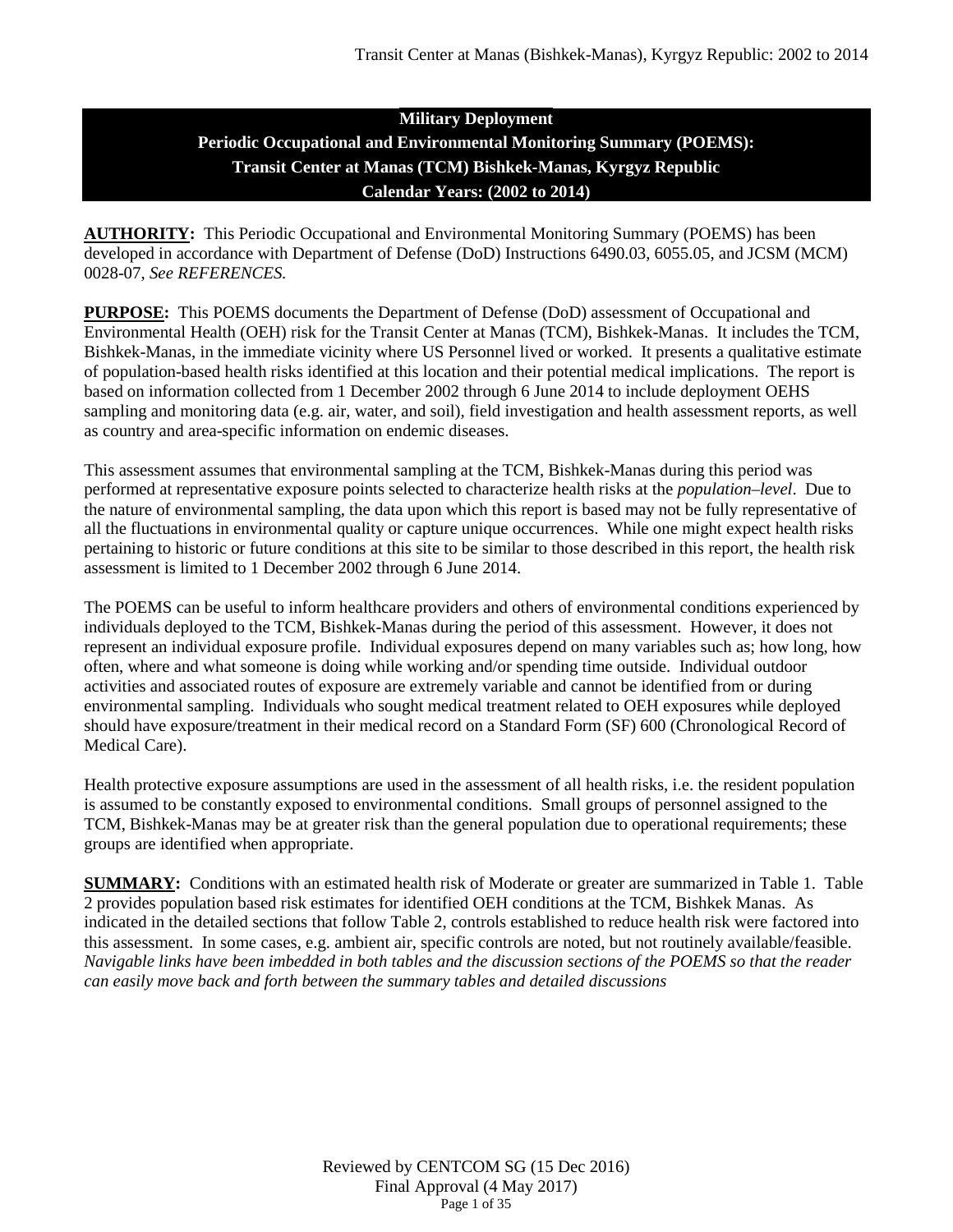# Military Deployment
## Periodic Occupational and Environmental Monitoring Summary (POEMS):
## Transit Center at Manas (TCM) Bishkek-Manas, Kyrgyz Republic
## Calendar Years: (2002 to 2014)

**AUTHORITY:** This Periodic Occupational and Environmental Monitoring Summary (POEMS) has been developed in accordance with Department of Defense (DoD) Instructions 6490.03, 6055.05, and JCSM (MCM) 0028-07, *See REFERENCES.*

**PURPOSE:** This POEMS documents the Department of Defense (DoD) assessment of Occupational and Environmental Health (OEH) risk for the Transit Center at Manas (TCM), Bishkek-Manas. It includes the TCM, Bishkek-Manas, in the immediate vicinity where US Personnel lived or worked. It presents a qualitative estimate of population-based health risks identified at this location and their potential medical implications. The report is based on information collected from 1 December 2002 through 6 June 2014 to include deployment OEHS sampling and monitoring data (e.g. air, water, and soil), field investigation and health assessment reports, as well as country and area-specific information on endemic diseases.

This assessment assumes that environmental sampling at the TCM, Bishkek-Manas during this period was performed at representative exposure points selected to characterize health risks at the *population–level*. Due to the nature of environmental sampling, the data upon which this report is based may not be fully representative of all the fluctuations in environmental quality or capture unique occurrences. While one might expect health risks pertaining to historic or future conditions at this site to be similar to those described in this report, the health risk assessment is limited to 1 December 2002 through 6 June 2014.

The POEMS can be useful to inform healthcare providers and others of environmental conditions experienced by individuals deployed to the TCM, Bishkek-Manas during the period of this assessment. However, it does not represent an individual exposure profile. Individual exposures depend on many variables such as; how long, how often, where and what someone is doing while working and/or spending time outside. Individual outdoor activities and associated routes of exposure are extremely variable and cannot be identified from or during environmental sampling. Individuals who sought medical treatment related to OEH exposures while deployed should have exposure/treatment in their medical record on a Standard Form (SF) 600 (Chronological Record of Medical Care).

Health protective exposure assumptions are used in the assessment of all health risks, i.e. the resident population is assumed to be constantly exposed to environmental conditions. Small groups of personnel assigned to the TCM, Bishkek-Manas may be at greater risk than the general population due to operational requirements; these groups are identified when appropriate.

**SUMMARY:** Conditions with an estimated health risk of Moderate or greater are summarized in Table 1. Table 2 provides population based risk estimates for identified OEH conditions at the TCM, Bishkek Manas. As indicated in the detailed sections that follow Table 2, controls established to reduce health risk were factored into this assessment. In some cases, e.g. ambient air, specific controls are noted, but not routinely available/feasible. *Navigable links have been imbedded in both tables and the discussion sections of the POEMS so that the reader can easily move back and forth between the summary tables and detailed discussions*

Reviewed by CENTCOM SG (15 Dec 2016)
Final Approval (4 May 2017)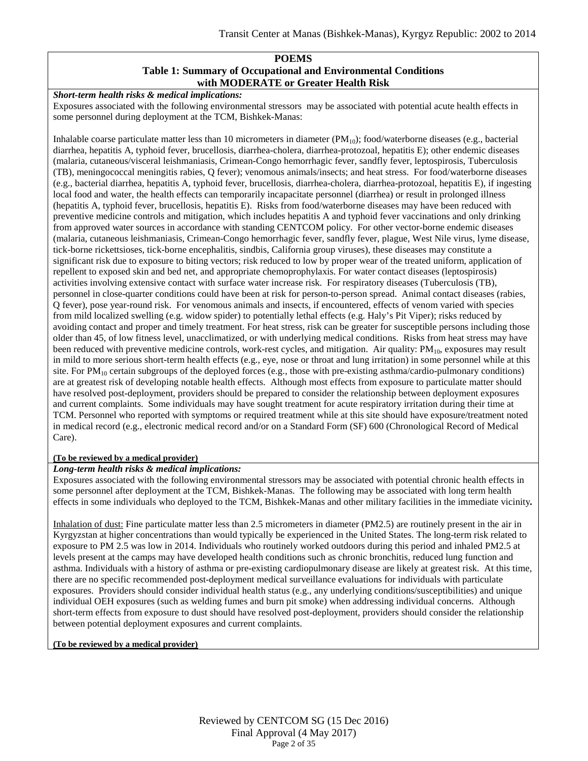## POEMS

### Table 1: Summary of Occupational and Environmental Conditions with MODERATE or Greater Health Risk

***Short-term health risks & medical implications:***

Exposures associated with the following environmental stressors may be associated with potential acute health effects in some personnel during deployment at the TCM, Bishkek-Manas:

Inhalable coarse particulate matter less than 10 micrometers in diameter ($PM_{10}$); food/waterborne diseases (e.g., bacterial diarrhea, hepatitis A, typhoid fever, brucellosis, diarrhea-cholera, diarrhea-protozoal, hepatitis E); other endemic diseases (malaria, cutaneous/visceral leishmaniasis, Crimean-Congo hemorrhagic fever, sandfly fever, leptospirosis, Tuberculosis (TB), meningococcal meningitis rabies, Q fever); venomous animals/insects; and heat stress. For food/waterborne diseases (e.g., bacterial diarrhea, hepatitis A, typhoid fever, brucellosis, diarrhea-cholera, diarrhea-protozoal, hepatitis E), if ingesting local food and water, the health effects can temporarily incapacitate personnel (diarrhea) or result in prolonged illness (hepatitis A, typhoid fever, brucellosis, hepatitis E). Risks from food/waterborne diseases may have been reduced with preventive medicine controls and mitigation, which includes hepatitis A and typhoid fever vaccinations and only drinking from approved water sources in accordance with standing CENTCOM policy. For other vector-borne endemic diseases (malaria, cutaneous leishmaniasis, Crimean-Congo hemorrhagic fever, sandfly fever, plague, West Nile virus, lyme disease, tick-borne rickettsioses, tick-borne encephalitis, sindbis, California group viruses), these diseases may constitute a significant risk due to exposure to biting vectors; risk reduced to low by proper wear of the treated uniform, application of repellent to exposed skin and bed net, and appropriate chemoprophylaxis. For water contact diseases (leptospirosis) activities involving extensive contact with surface water increase risk. For respiratory diseases (Tuberculosis (TB), personnel in close-quarter conditions could have been at risk for person-to-person spread. Animal contact diseases (rabies, Q fever), pose year-round risk. For venomous animals and insects, if encountered, effects of venom varied with species from mild localized swelling (e.g. widow spider) to potentially lethal effects (e.g. Haly's Pit Viper); risks reduced by avoiding contact and proper and timely treatment. For heat stress, risk can be greater for susceptible persons including those older than 45, of low fitness level, unacclimatized, or with underlying medical conditions. Risks from heat stress may have been reduced with preventive medicine controls, work-rest cycles, and mitigation. Air quality: $PM_{10}$, exposures may result in mild to more serious short-term health effects (e.g., eye, nose or throat and lung irritation) in some personnel while at this site. For $PM_{10}$ certain subgroups of the deployed forces (e.g., those with pre-existing asthma/cardio-pulmonary conditions) are at greatest risk of developing notable health effects. Although most effects from exposure to particulate matter should have resolved post-deployment, providers should be prepared to consider the relationship between deployment exposures and current complaints. Some individuals may have sought treatment for acute respiratory irritation during their time at TCM. Personnel who reported with symptoms or required treatment while at this site should have exposure/treatment noted in medical record (e.g., electronic medical record and/or on a Standard Form (SF) 600 (Chronological Record of Medical Care).

**(To be reviewed by a medical provider)**

***Long-term health risks & medical implications:***

Exposures associated with the following environmental stressors may be associated with potential chronic health effects in some personnel after deployment at the TCM, Bishkek-Manas. The following may be associated with long term health effects in some individuals who deployed to the TCM, Bishkek-Manas and other military facilities in the immediate vicinity**.**

Inhalation of dust: Fine particulate matter less than 2.5 micrometers in diameter (PM2.5) are routinely present in the air in Kyrgyzstan at higher concentrations than would typically be experienced in the United States. The long-term risk related to exposure to PM 2.5 was low in 2014. Individuals who routinely worked outdoors during this period and inhaled PM2.5 at levels present at the camps may have developed health conditions such as chronic bronchitis, reduced lung function and asthma. Individuals with a history of asthma or pre-existing cardiopulmonary disease are likely at greatest risk. At this time, there are no specific recommended post-deployment medical surveillance evaluations for individuals with particulate exposures. Providers should consider individual health status (e.g., any underlying conditions/susceptibilities) and unique individual OEH exposures (such as welding fumes and burn pit smoke) when addressing individual concerns. Although short-term effects from exposure to dust should have resolved post-deployment, providers should consider the relationship between potential deployment exposures and current complaints.

**(To be reviewed by a medical provider)**

Reviewed by CENTCOM SG (15 Dec 2016)
Final Approval (4 May 2017)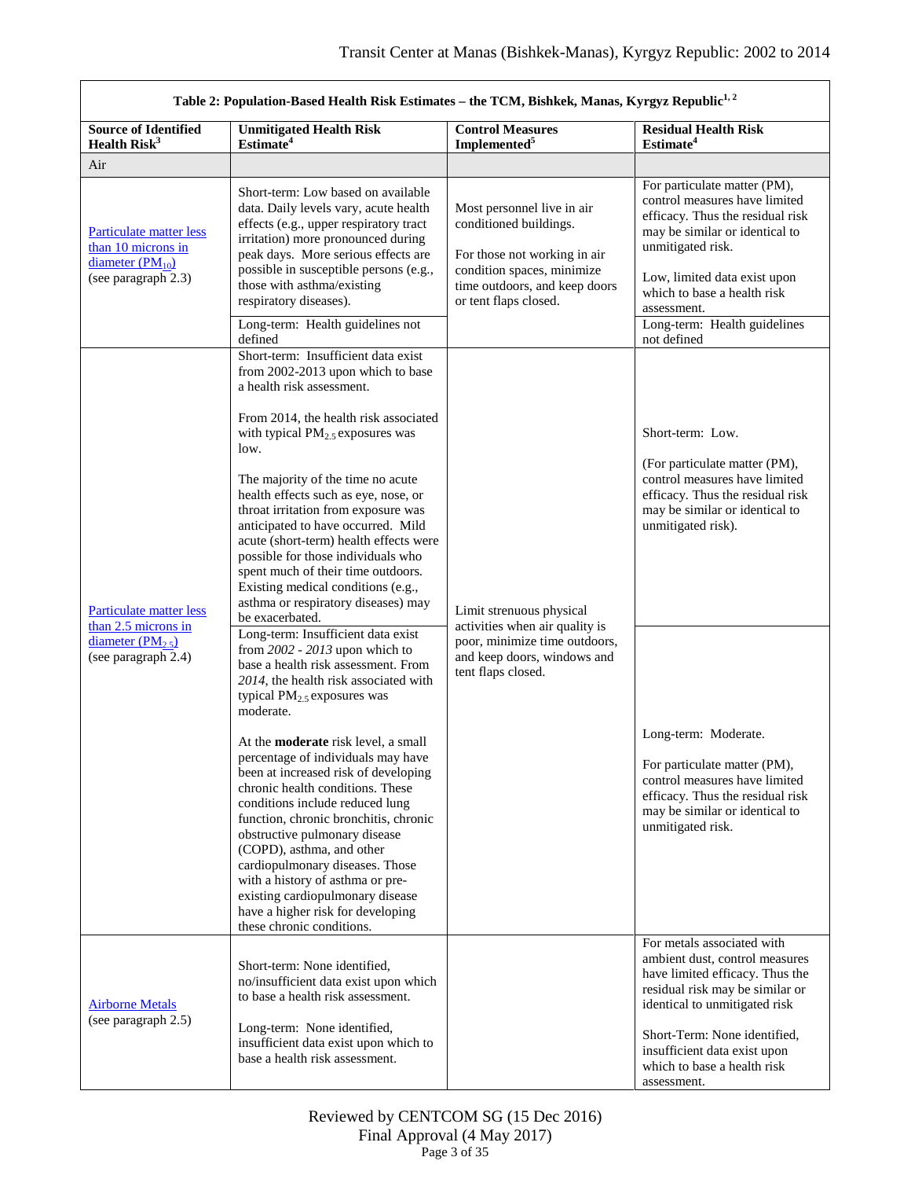| Table 2: Population-Based Health Risk Estimates – the TCM, Bishkek, Manas, Kyrgyz Republic[1, 2] | | | |
|---|---|---|---|
| **Source of Identified Health Risk[3]** | **Unmitigated Health Risk Estimate[4]** | **Control Measures Implemented[5]** | **Residual Health Risk Estimate[4]** |
| Air | | | |
| Particulate matter less than 10 microns in diameter ($PM_{10}$) (see paragraph 2.3) | Short-term: Low based on available data. Daily levels vary, acute health effects (e.g., upper respiratory tract irritation) more pronounced during peak days. More serious effects are possible in susceptible persons (e.g., those with asthma/existing respiratory diseases). | Most personnel live in air conditioned buildings. For those not working in air condition spaces, minimize time outdoors, and keep doors or tent flaps closed. | For particulate matter (PM), control measures have limited efficacy. Thus the residual risk may be similar or identical to unmitigated risk. Low, limited data exist upon which to base a health risk assessment. |
| | Long-term: Health guidelines not defined | | Long-term: Health guidelines not defined |
| Particulate matter less than 2.5 microns in diameter ($PM_{2.5}$) (see paragraph 2.4) | Short-term: Insufficient data exist from 2002-2013 upon which to base a health risk assessment. From 2014, the health risk associated with typical $PM_{2.5}$ exposures was low. The majority of the time no acute health effects such as eye, nose, or throat irritation from exposure was anticipated to have occurred. Mild acute (short-term) health effects were possible for those individuals who spent much of their time outdoors. Existing medical conditions (e.g., asthma or respiratory diseases) may be exacerbated. | Limit strenuous physical activities when air quality is poor, minimize time outdoors, and keep doors, windows and tent flaps closed. | Short-term: Low. (For particulate matter (PM), control measures have limited efficacy. Thus the residual risk may be similar or identical to unmitigated risk). |
| | Long-term: Insufficient data exist from *2002 - 2013* upon which to base a health risk assessment. From *2014*, the health risk associated with typical $PM_{2.5}$ exposures was moderate. At the **moderate** risk level, a small percentage of individuals may have been at increased risk of developing chronic health conditions. These conditions include reduced lung function, chronic bronchitis, chronic obstructive pulmonary disease (COPD), asthma, and other cardiopulmonary diseases. Those with a history of asthma or pre-existing cardiopulmonary disease have a higher risk for developing these chronic conditions. | | Long-term: Moderate. For particulate matter (PM), control measures have limited efficacy. Thus the residual risk may be similar or identical to unmitigated risk. |
| Airborne Metals (see paragraph 2.5) | Short-term: None identified, no/insufficient data exist upon which to base a health risk assessment. Long-term: None identified, insufficient data exist upon which to base a health risk assessment. | | For metals associated with ambient dust, control measures have limited efficacy. Thus the residual risk may be similar or identical to unmitigated risk Short-Term: None identified, insufficient data exist upon which to base a health risk assessment. |

Reviewed by CENTCOM SG (15 Dec 2016)
Final Approval (4 May 2017)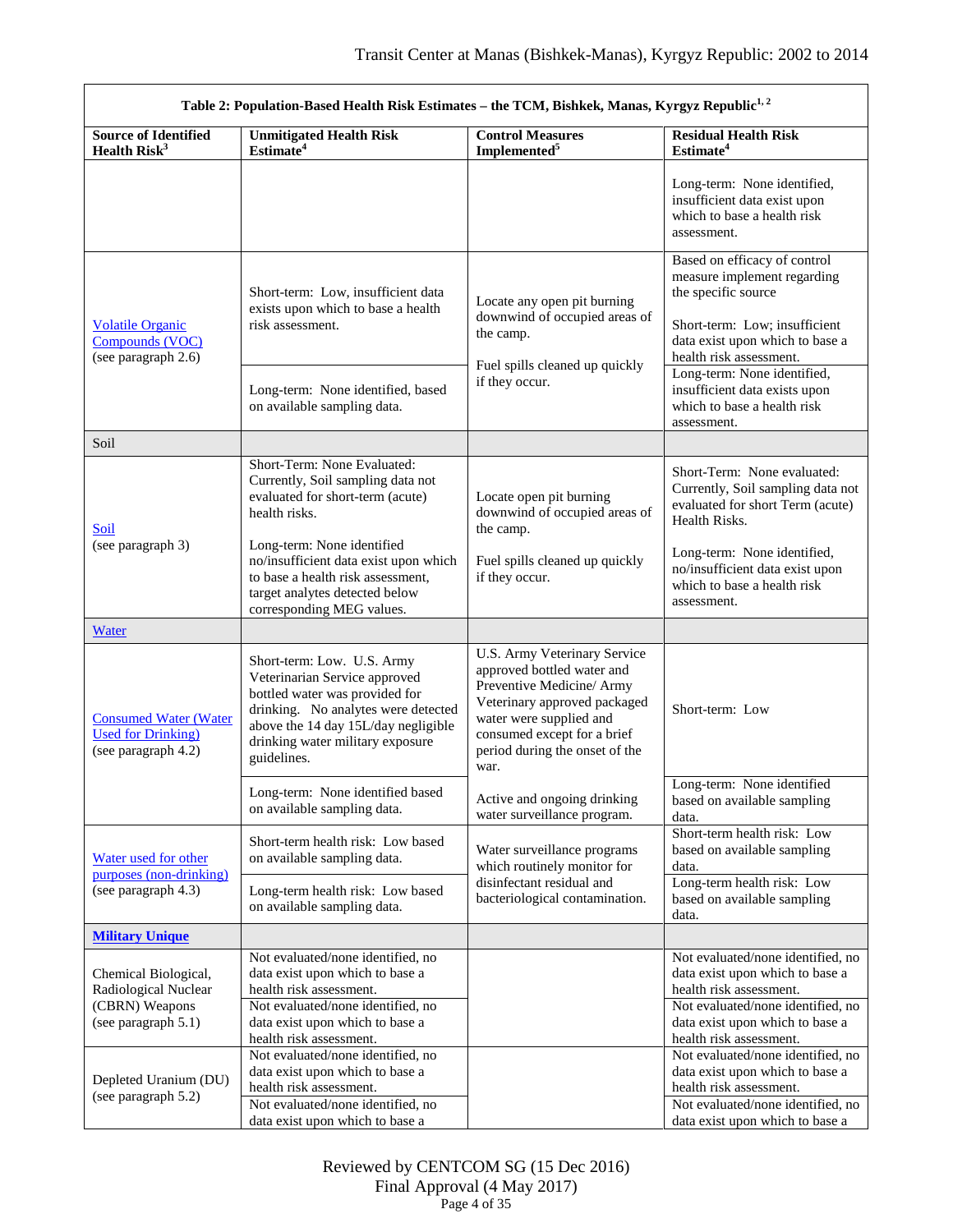| Table 2: Population-Based Health Risk Estimates – the TCM, Bishkek, Manas, Kyrgyz Republic[1, 2] | | | |
|---|---|---|---|
| **Source of Identified Health Risk[3]** | **Unmitigated Health Risk Estimate[4]** | **Control Measures Implemented[5]** | **Residual Health Risk Estimate[4]** |
| | | | Long-term: None identified, insufficient data exist upon which to base a health risk assessment. |
| Volatile Organic Compounds (VOC) (see paragraph 2.6) | Short-term: Low, insufficient data exists upon which to base a health risk assessment. | Locate any open pit burning downwind of occupied areas of the camp. Fuel spills cleaned up quickly if they occur. | Based on efficacy of control measure implement regarding the specific source Short-term: Low; insufficient data exist upon which to base a health risk assessment. |
| | Long-term: None identified, based on available sampling data. | | Long-term: None identified, insufficient data exists upon which to base a health risk assessment. |
| Soil | | | |
| Soil (see paragraph 3) | Short-Term: None Evaluated: Currently, Soil sampling data not evaluated for short-term (acute) health risks. Long-term: None identified no/insufficient data exist upon which to base a health risk assessment, target analytes detected below corresponding MEG values. | Locate open pit burning downwind of occupied areas of the camp. Fuel spills cleaned up quickly if they occur. | Short-Term: None evaluated: Currently, Soil sampling data not evaluated for short Term (acute) Health Risks. Long-term: None identified, no/insufficient data exist upon which to base a health risk assessment. |
| Water | | | |
| Consumed Water (Water Used for Drinking) (see paragraph 4.2) | Short-term: Low. U.S. Army Veterinarian Service approved bottled water was provided for drinking. No analytes were detected above the 14 day 15L/day negligible drinking water military exposure guidelines. | U.S. Army Veterinary Service approved bottled water and Preventive Medicine/ Army Veterinary approved packaged water were supplied and consumed except for a brief period during the onset of the war. | Short-term: Low |
| | Long-term: None identified based on available sampling data. | Active and ongoing drinking water surveillance program. | Long-term: None identified based on available sampling data. |
| Water used for other purposes (non-drinking) (see paragraph 4.3) | Short-term health risk: Low based on available sampling data. | Water surveillance programs which routinely monitor for disinfectant residual and bacteriological contamination. | Short-term health risk: Low based on available sampling data. |
| | Long-term health risk: Low based on available sampling data. | | Long-term health risk: Low based on available sampling data. |
| **Military Unique** | | | |
| Chemical Biological, Radiological Nuclear (CBRN) Weapons (see paragraph 5.1) | Not evaluated/none identified, no data exist upon which to base a health risk assessment. | | Not evaluated/none identified, no data exist upon which to base a health risk assessment. |
| | Not evaluated/none identified, no data exist upon which to base a health risk assessment. | | Not evaluated/none identified, no data exist upon which to base a health risk assessment. |
| Depleted Uranium (DU) (see paragraph 5.2) | Not evaluated/none identified, no data exist upon which to base a health risk assessment. | | Not evaluated/none identified, no data exist upon which to base a health risk assessment. |
| | Not evaluated/none identified, no data exist upon which to base a | | Not evaluated/none identified, no data exist upon which to base a |

Reviewed by CENTCOM SG (15 Dec 2016)
Final Approval (4 May 2017)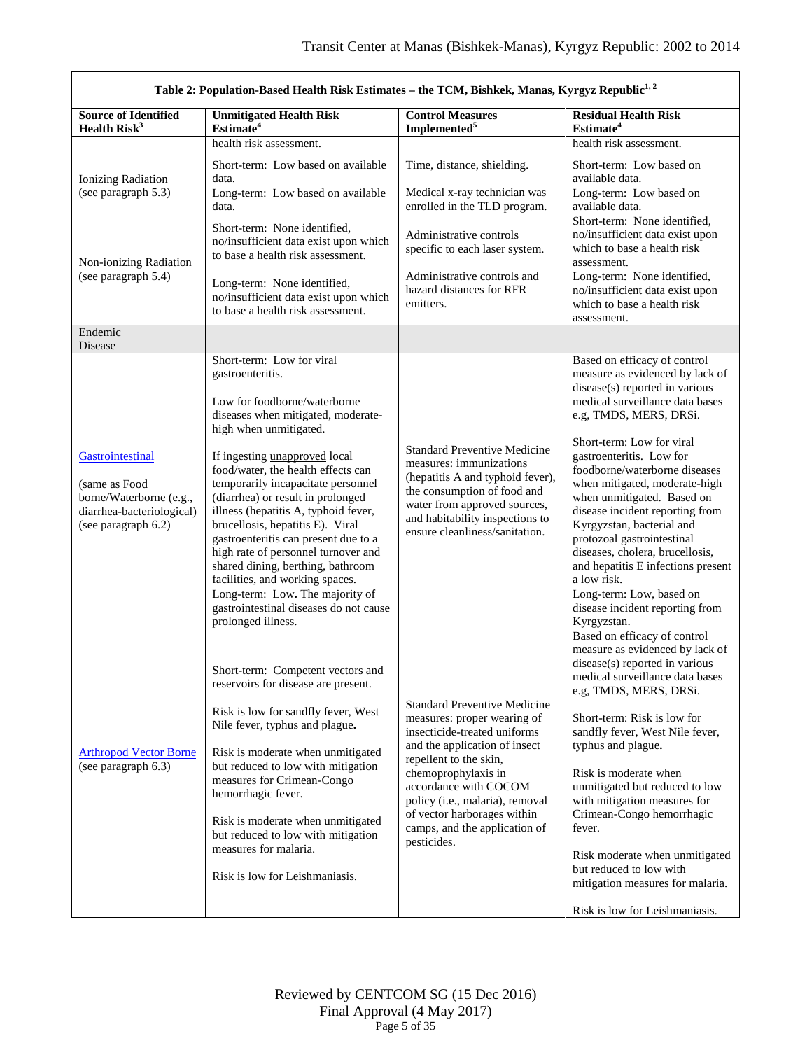| Table 2: Population-Based Health Risk Estimates – the TCM, Bishkek, Manas, Kyrgyz Republic[1, 2] | | | |
|---|---|---|---|
| **Source of Identified Health Risk[3]** | **Unmitigated Health Risk Estimate[4]** | **Control Measures Implemented[5]** | **Residual Health Risk Estimate[4]** |
| | health risk assessment. | | health risk assessment. |
| Ionizing Radiation (see paragraph 5.3) | Short-term: Low based on available data.<br>Long-term: Low based on available data. | Time, distance, shielding.<br><br>Medical x-ray technician was enrolled in the TLD program. | Short-term: Low based on available data.<br>Long-term: Low based on available data. |
| Non-ionizing Radiation (see paragraph 5.4) | Short-term: None identified, no/insufficient data exist upon which to base a health risk assessment.<br><br>Long-term: None identified, no/insufficient data exist upon which to base a health risk assessment. | Administrative controls specific to each laser system.<br><br>Administrative controls and hazard distances for RFR emitters. | Short-term: None identified, no/insufficient data exist upon which to base a health risk assessment.<br>Long-term: None identified, no/insufficient data exist upon which to base a health risk assessment. |
| Endemic Disease | | | |
| Gastrointestinal<br><br>(same as Food borne/Waterborne (e.g., diarrhea-bacteriological) (see paragraph 6.2) | Short-term: Low for viral gastroenteritis.<br><br>Low for foodborne/waterborne diseases when mitigated, moderate-high when unmitigated.<br><br>If ingesting unapproved local food/water, the health effects can temporarily incapacitate personnel (diarrhea) or result in prolonged illness (hepatitis A, typhoid fever, brucellosis, hepatitis E). Viral gastroenteritis can present due to a high rate of personnel turnover and shared dining, berthing, bathroom facilities, and working spaces.<br><br>Long-term: Low**.** The majority of gastrointestinal diseases do not cause prolonged illness. | Standard Preventive Medicine measures: immunizations (hepatitis A and typhoid fever), the consumption of food and water from approved sources, and habitability inspections to ensure cleanliness/sanitation. | Based on efficacy of control measure as evidenced by lack of disease(s) reported in various medical surveillance data bases e.g, TMDS, MERS, DRSi.<br><br>Short-term: Low for viral gastroenteritis. Low for foodborne/waterborne diseases when mitigated, moderate-high when unmitigated. Based on disease incident reporting from Kyrgyzstan, bacterial and protozoal gastrointestinal diseases, cholera, brucellosis, and hepatitis E infections present a low risk.<br><br>Long-term: Low, based on disease incident reporting from Kyrgyzstan. |
| Arthropod Vector Borne (see paragraph 6.3) | Short-term: Competent vectors and reservoirs for disease are present.<br><br>Risk is low for sandfly fever, West Nile fever, typhus and plague**.**<br><br>Risk is moderate when unmitigated but reduced to low with mitigation measures for Crimean-Congo hemorrhagic fever.<br><br>Risk is moderate when unmitigated but reduced to low with mitigation measures for malaria.<br><br>Risk is low for Leishmaniasis. | Standard Preventive Medicine measures: proper wearing of insecticide-treated uniforms and the application of insect repellent to the skin, chemoprophylaxis in accordance with COCOM policy (i.e., malaria), removal of vector harborages within camps, and the application of pesticides. | Based on efficacy of control measure as evidenced by lack of disease(s) reported in various medical surveillance data bases e.g, TMDS, MERS, DRSi.<br><br>Short-term: Risk is low for sandfly fever, West Nile fever, typhus and plague**.**<br><br>Risk is moderate when unmitigated but reduced to low with mitigation measures for Crimean-Congo hemorrhagic fever.<br><br>Risk moderate when unmitigated but reduced to low with mitigation measures for malaria.<br><br>Risk is low for Leishmaniasis. |

Reviewed by CENTCOM SG (15 Dec 2016)
Final Approval (4 May 2017)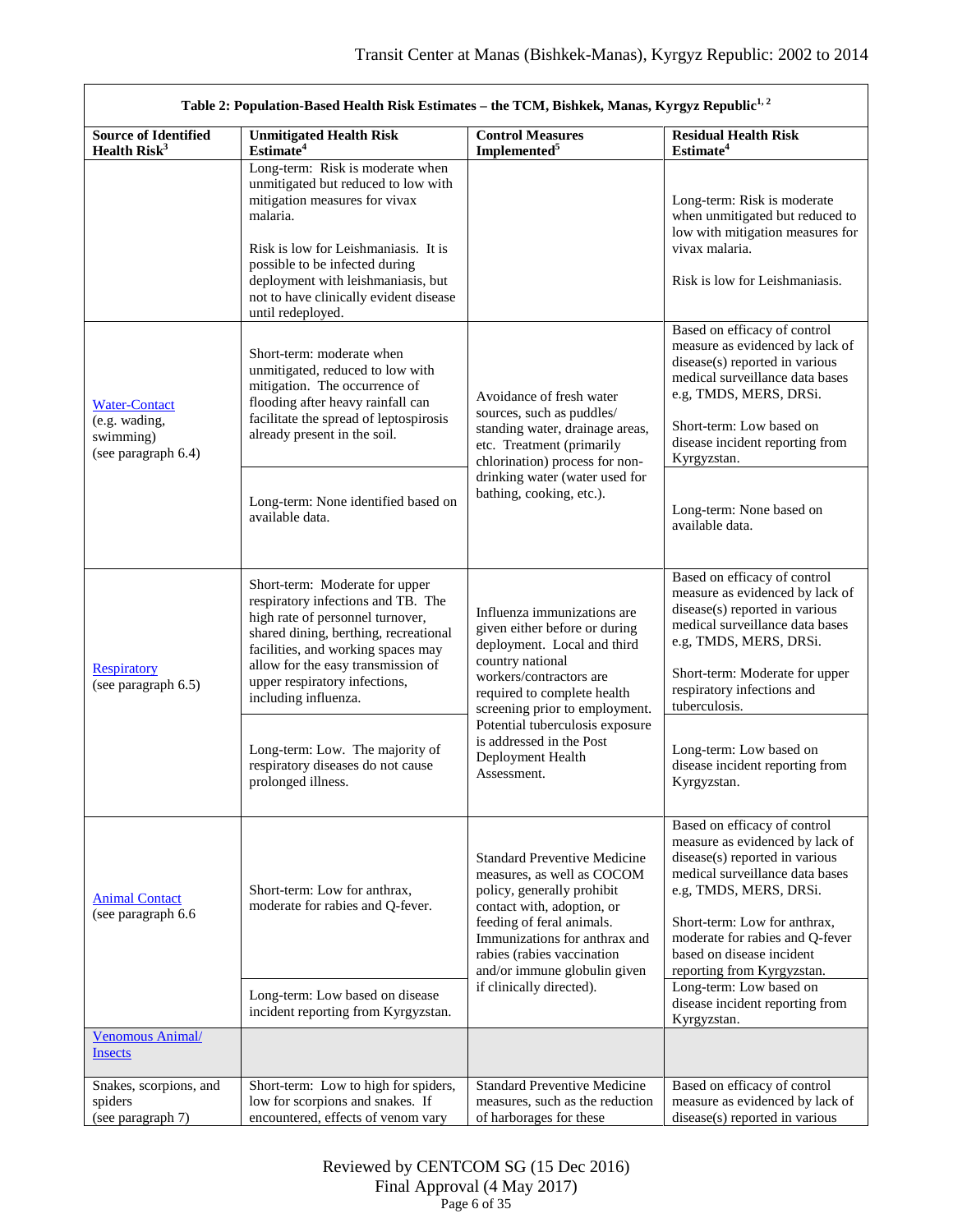| Table 2: Population-Based Health Risk Estimates – the TCM, Bishkek, Manas, Kyrgyz Republic[1, 2] | | | |
|---|---|---|---|
| **Source of Identified Health Risk[3]** | **Unmitigated Health Risk Estimate[4]** | **Control Measures Implemented[5]** | **Residual Health Risk Estimate[4]** |
| | Long-term: Risk is moderate when unmitigated but reduced to low with mitigation measures for vivax malaria.<br><br>Risk is low for Leishmaniasis. It is possible to be infected during deployment with leishmaniasis, but not to have clinically evident disease until redeployed. | | Long-term: Risk is moderate when unmitigated but reduced to low with mitigation measures for vivax malaria.<br><br>Risk is low for Leishmaniasis. |
| Water-Contact (e.g. wading, swimming) (see paragraph 6.4) | Short-term: moderate when unmitigated, reduced to low with mitigation. The occurrence of flooding after heavy rainfall can facilitate the spread of leptospirosis already present in the soil. | Avoidance of fresh water sources, such as puddles/ standing water, drainage areas, etc. Treatment (primarily chlorination) process for non-drinking water (water used for bathing, cooking, etc.). | Based on efficacy of control measure as evidenced by lack of disease(s) reported in various medical surveillance data bases e.g, TMDS, MERS, DRSi.<br><br>Short-term: Low based on disease incident reporting from Kyrgyzstan. |
| | Long-term: None identified based on available data. | | Long-term: None based on available data. |
| Respiratory (see paragraph 6.5) | Short-term: Moderate for upper respiratory infections and TB. The high rate of personnel turnover, shared dining, berthing, recreational facilities, and working spaces may allow for the easy transmission of upper respiratory infections, including influenza. | Influenza immunizations are given either before or during deployment. Local and third country national workers/contractors are required to complete health screening prior to employment. Potential tuberculosis exposure is addressed in the Post Deployment Health Assessment. | Based on efficacy of control measure as evidenced by lack of disease(s) reported in various medical surveillance data bases e.g, TMDS, MERS, DRSi.<br><br>Short-term: Moderate for upper respiratory infections and tuberculosis. |
| | Long-term: Low. The majority of respiratory diseases do not cause prolonged illness. | | Long-term: Low based on disease incident reporting from Kyrgyzstan. |
| Animal Contact (see paragraph 6.6 | Short-term: Low for anthrax, moderate for rabies and Q-fever. | Standard Preventive Medicine measures, as well as COCOM policy, generally prohibit contact with, adoption, or feeding of feral animals. Immunizations for anthrax and rabies (rabies vaccination and/or immune globulin given if clinically directed). | Based on efficacy of control measure as evidenced by lack of disease(s) reported in various medical surveillance data bases e.g, TMDS, MERS, DRSi.<br><br>Short-term: Low for anthrax, moderate for rabies and Q-fever based on disease incident reporting from Kyrgyzstan. |
| | Long-term: Low based on disease incident reporting from Kyrgyzstan. | | Long-term: Low based on disease incident reporting from Kyrgyzstan. |
| Venomous Animal/ Insects | | | |
| Snakes, scorpions, and spiders (see paragraph 7) | Short-term: Low to high for spiders, low for scorpions and snakes. If encountered, effects of venom vary | Standard Preventive Medicine measures, such as the reduction of harborages for these | Based on efficacy of control measure as evidenced by lack of disease(s) reported in various |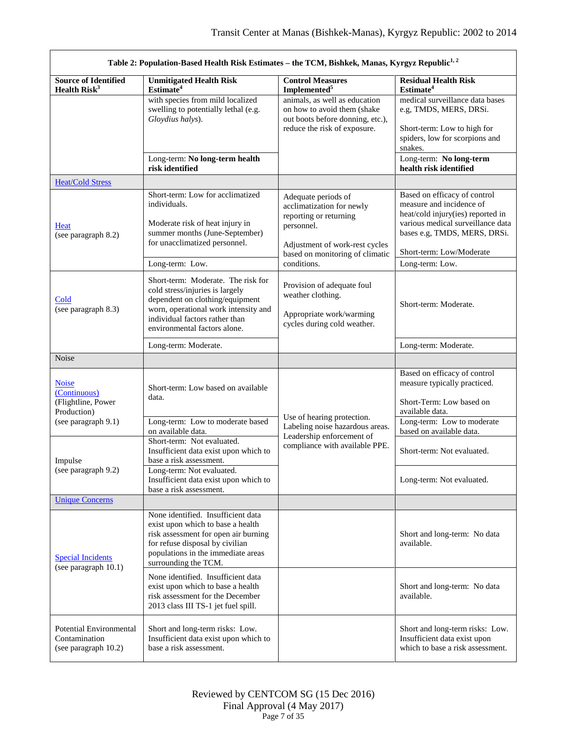| **Table 2: Population-Based Health Risk Estimates – the TCM, Bishkek, Manas, Kyrgyz Republic[1, 2]** | | | |
|---|---|---|---|
| **Source of Identified Health Risk[3]** | **Unmitigated Health Risk Estimate[4]** | **Control Measures Implemented[5]** | **Residual Health Risk Estimate[4]** |
| | with species from mild localized swelling to potentially lethal (e.g. *Gloydius halys*). | animals, as well as education on how to avoid them (shake out boots before donning, etc.), reduce the risk of exposure. | medical surveillance data bases e.g, TMDS, MERS, DRSi. Short-term: Low to high for spiders, low for scorpions and snakes. |
| | Long-term: **No long-term health risk identified** | | Long-term: **No long-term health risk identified** |
| Heat/Cold Stress | | | |
| Heat (see paragraph 8.2) | Short-term: Low for acclimatized individuals. Moderate risk of heat injury in summer months (June-September) for unacclimatized personnel. | Adequate periods of acclimatization for newly reporting or returning personnel. Adjustment of work-rest cycles based on monitoring of climatic conditions. | Based on efficacy of control measure and incidence of heat/cold injury(ies) reported in various medical surveillance data bases e.g, TMDS, MERS, DRSi. Short-term: Low/Moderate |
| | Long-term: Low. | | Long-term: Low. |
| Cold (see paragraph 8.3) | Short-term: Moderate. The risk for cold stress/injuries is largely dependent on clothing/equipment worn, operational work intensity and individual factors rather than environmental factors alone. | Provision of adequate foul weather clothing. Appropriate work/warming cycles during cold weather. | Short-term: Moderate. |
| | Long-term: Moderate. | | Long-term: Moderate. |
| Noise | | | |
| Noise (Continuous) (Flightline, Power Production) (see paragraph 9.1) | Short-term: Low based on available data. | Use of hearing protection. Labeling noise hazardous areas. Leadership enforcement of compliance with available PPE. | Based on efficacy of control measure typically practiced. Short-Term: Low based on available data. |
| | Long-term: Low to moderate based on available data. | | Long-term: Low to moderate based on available data. |
| Impulse (see paragraph 9.2) | Short-term: Not evaluated. Insufficient data exist upon which to base a risk assessment. | | Short-term: Not evaluated. |
| | Long-term: Not evaluated. Insufficient data exist upon which to base a risk assessment. | | Long-term: Not evaluated. |
| Unique Concerns | | | |
| Special Incidents (see paragraph 10.1) | None identified. Insufficient data exist upon which to base a health risk assessment for open air burning for refuse disposal by civilian populations in the immediate areas surrounding the TCM. | | Short and long-term: No data available. |
| | None identified. Insufficient data exist upon which to base a health risk assessment for the December 2013 class III TS-1 jet fuel spill. | | Short and long-term: No data available. |
| Potential Environmental Contamination (see paragraph 10.2) | Short and long-term risks: Low. Insufficient data exist upon which to base a risk assessment. | | Short and long-term risks: Low. Insufficient data exist upon which to base a risk assessment. |

Reviewed by CENTCOM SG (15 Dec 2016)
Final Approval (4 May 2017)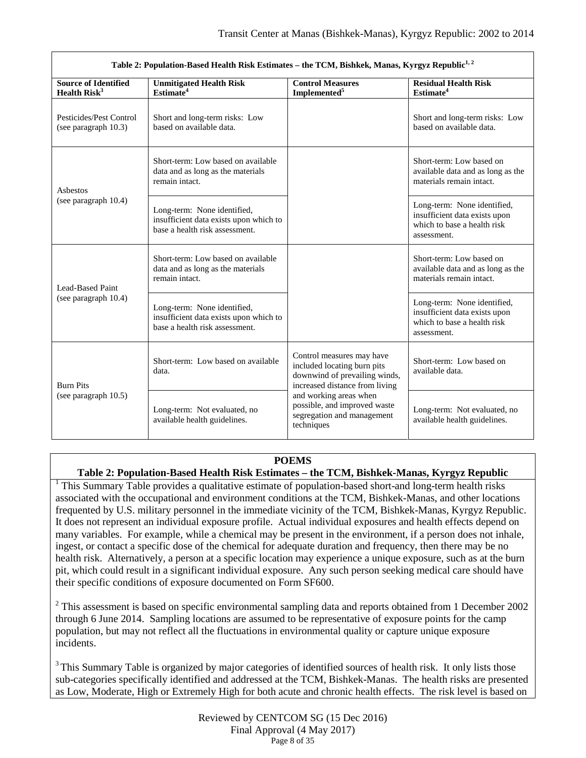**Table 2: Population-Based Health Risk Estimates – the TCM, Bishkek, Manas, Kyrgyz Republic[1, 2]**

| Source of Identified Health Risk[3] | Unmitigated Health Risk Estimate[4] | Control Measures Implemented[5] | Residual Health Risk Estimate[4] |
|---|---|---|---|
| Pesticides/Pest Control (see paragraph 10.3) | Short and long-term risks: Low based on available data. | | Short and long-term risks: Low based on available data. |
| Asbestos (see paragraph 10.4) | Short-term: Low based on available data and as long as the materials remain intact. | | Short-term: Low based on available data and as long as the materials remain intact. |
| | Long-term: None identified, insufficient data exists upon which to base a health risk assessment. | | Long-term: None identified, insufficient data exists upon which to base a health risk assessment. |
| Lead-Based Paint (see paragraph 10.4) | Short-term: Low based on available data and as long as the materials remain intact. | | Short-term: Low based on available data and as long as the materials remain intact. |
| | Long-term: None identified, insufficient data exists upon which to base a health risk assessment. | | Long-term: None identified, insufficient data exists upon which to base a health risk assessment. |
| Burn Pits (see paragraph 10.5) | Short-term: Low based on available data. | Control measures may have included locating burn pits downwind of prevailing winds, increased distance from living and working areas when possible, and improved waste segregation and management techniques | Short-term: Low based on available data. |
| | Long-term: Not evaluated, no available health guidelines. | | Long-term: Not evaluated, no available health guidelines. |

**POEMS**

**Table 2: Population-Based Health Risk Estimates – the TCM, Bishkek-Manas, Kyrgyz Republic**

[1] This Summary Table provides a qualitative estimate of population-based short-and long-term health risks associated with the occupational and environment conditions at the TCM, Bishkek-Manas, and other locations frequented by U.S. military personnel in the immediate vicinity of the TCM, Bishkek-Manas, Kyrgyz Republic. It does not represent an individual exposure profile. Actual individual exposures and health effects depend on many variables. For example, while a chemical may be present in the environment, if a person does not inhale, ingest, or contact a specific dose of the chemical for adequate duration and frequency, then there may be no health risk. Alternatively, a person at a specific location may experience a unique exposure, such as at the burn pit, which could result in a significant individual exposure. Any such person seeking medical care should have their specific conditions of exposure documented on Form SF600.

[2] This assessment is based on specific environmental sampling data and reports obtained from 1 December 2002 through 6 June 2014. Sampling locations are assumed to be representative of exposure points for the camp population, but may not reflect all the fluctuations in environmental quality or capture unique exposure incidents.

[3] This Summary Table is organized by major categories of identified sources of health risk. It only lists those sub-categories specifically identified and addressed at the TCM, Bishkek-Manas. The health risks are presented as Low, Moderate, High or Extremely High for both acute and chronic health effects. The risk level is based on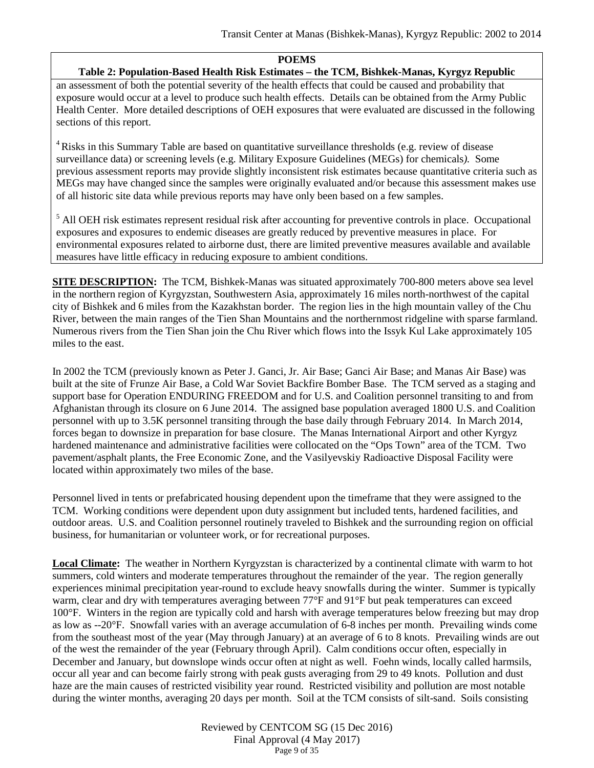**POEMS**

**Table 2: Population-Based Health Risk Estimates – the TCM, Bishkek-Manas, Kyrgyz Republic**

an assessment of both the potential severity of the health effects that could be caused and probability that exposure would occur at a level to produce such health effects. Details can be obtained from the Army Public Health Center. More detailed descriptions of OEH exposures that were evaluated are discussed in the following sections of this report.

[4] Risks in this Summary Table are based on quantitative surveillance thresholds (e.g. review of disease surveillance data) or screening levels (e.g. Military Exposure Guidelines (MEGs) for chemicals*).* Some previous assessment reports may provide slightly inconsistent risk estimates because quantitative criteria such as MEGs may have changed since the samples were originally evaluated and/or because this assessment makes use of all historic site data while previous reports may have only been based on a few samples.

[5] All OEH risk estimates represent residual risk after accounting for preventive controls in place. Occupational exposures and exposures to endemic diseases are greatly reduced by preventive measures in place. For environmental exposures related to airborne dust, there are limited preventive measures available and available measures have little efficacy in reducing exposure to ambient conditions.

**SITE DESCRIPTION:** The TCM, Bishkek-Manas was situated approximately 700-800 meters above sea level in the northern region of Kyrgyzstan, Southwestern Asia, approximately 16 miles north-northwest of the capital city of Bishkek and 6 miles from the Kazakhstan border. The region lies in the high mountain valley of the Chu River, between the main ranges of the Tien Shan Mountains and the northernmost ridgeline with sparse farmland. Numerous rivers from the Tien Shan join the Chu River which flows into the Issyk Kul Lake approximately 105 miles to the east.

In 2002 the TCM (previously known as Peter J. Ganci, Jr. Air Base; Ganci Air Base; and Manas Air Base) was built at the site of Frunze Air Base, a Cold War Soviet Backfire Bomber Base. The TCM served as a staging and support base for Operation ENDURING FREEDOM and for U.S. and Coalition personnel transiting to and from Afghanistan through its closure on 6 June 2014. The assigned base population averaged 1800 U.S. and Coalition personnel with up to 3.5K personnel transiting through the base daily through February 2014. In March 2014, forces began to downsize in preparation for base closure. The Manas International Airport and other Kyrgyz hardened maintenance and administrative facilities were collocated on the "Ops Town" area of the TCM. Two pavement/asphalt plants, the Free Economic Zone, and the Vasilyevskiy Radioactive Disposal Facility were located within approximately two miles of the base.

Personnel lived in tents or prefabricated housing dependent upon the timeframe that they were assigned to the TCM. Working conditions were dependent upon duty assignment but included tents, hardened facilities, and outdoor areas. U.S. and Coalition personnel routinely traveled to Bishkek and the surrounding region on official business, for humanitarian or volunteer work, or for recreational purposes.

**Local Climate:** The weather in Northern Kyrgyzstan is characterized by a continental climate with warm to hot summers, cold winters and moderate temperatures throughout the remainder of the year. The region generally experiences minimal precipitation year-round to exclude heavy snowfalls during the winter. Summer is typically warm, clear and dry with temperatures averaging between 77°F and 91°F but peak temperatures can exceed 100°F. Winters in the region are typically cold and harsh with average temperatures below freezing but may drop as low as --20°F. Snowfall varies with an average accumulation of 6-8 inches per month. Prevailing winds come from the southeast most of the year (May through January) at an average of 6 to 8 knots. Prevailing winds are out of the west the remainder of the year (February through April). Calm conditions occur often, especially in December and January, but downslope winds occur often at night as well. Foehn winds, locally called harmsils, occur all year and can become fairly strong with peak gusts averaging from 29 to 49 knots. Pollution and dust haze are the main causes of restricted visibility year round. Restricted visibility and pollution are most notable during the winter months, averaging 20 days per month. Soil at the TCM consists of silt-sand. Soils consisting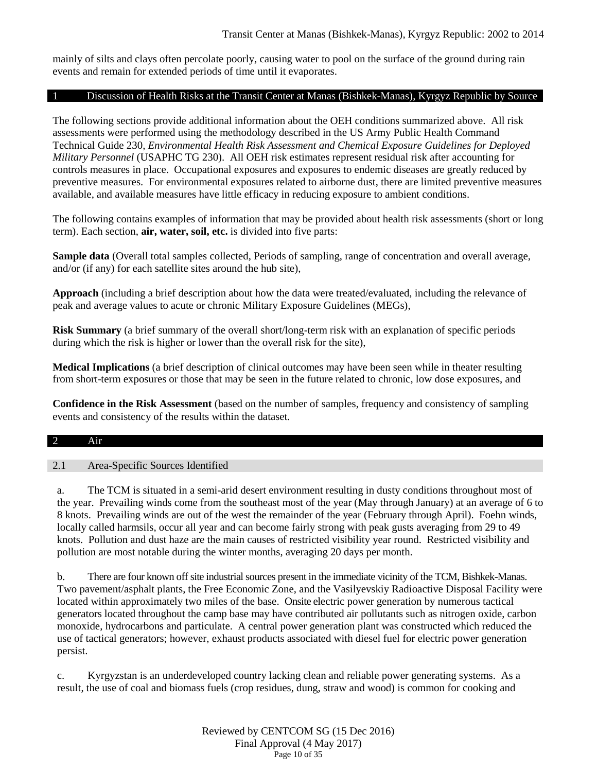mainly of silts and clays often percolate poorly, causing water to pool on the surface of the ground during rain events and remain for extended periods of time until it evaporates.

## 1 Discussion of Health Risks at the Transit Center at Manas (Bishkek-Manas), Kyrgyz Republic by Source

The following sections provide additional information about the OEH conditions summarized above. All risk assessments were performed using the methodology described in the US Army Public Health Command Technical Guide 230, *Environmental Health Risk Assessment and Chemical Exposure Guidelines for Deployed Military Personnel* (USAPHC TG 230). All OEH risk estimates represent residual risk after accounting for controls measures in place. Occupational exposures and exposures to endemic diseases are greatly reduced by preventive measures. For environmental exposures related to airborne dust, there are limited preventive measures available, and available measures have little efficacy in reducing exposure to ambient conditions.

The following contains examples of information that may be provided about health risk assessments (short or long term). Each section, **air, water, soil, etc.** is divided into five parts:

**Sample data** (Overall total samples collected, Periods of sampling, range of concentration and overall average, and/or (if any) for each satellite sites around the hub site),

**Approach** (including a brief description about how the data were treated/evaluated, including the relevance of peak and average values to acute or chronic Military Exposure Guidelines (MEGs),

**Risk Summary** (a brief summary of the overall short/long-term risk with an explanation of specific periods during which the risk is higher or lower than the overall risk for the site),

**Medical Implications** (a brief description of clinical outcomes may have been seen while in theater resulting from short-term exposures or those that may be seen in the future related to chronic, low dose exposures, and

**Confidence in the Risk Assessment** (based on the number of samples, frequency and consistency of sampling events and consistency of the results within the dataset.

## 2 Air

### 2.1 Area-Specific Sources Identified

a. The TCM is situated in a semi-arid desert environment resulting in dusty conditions throughout most of the year. Prevailing winds come from the southeast most of the year (May through January) at an average of 6 to 8 knots. Prevailing winds are out of the west the remainder of the year (February through April). Foehn winds, locally called harmsils, occur all year and can become fairly strong with peak gusts averaging from 29 to 49 knots. Pollution and dust haze are the main causes of restricted visibility year round. Restricted visibility and pollution are most notable during the winter months, averaging 20 days per month.

b. There are four known off site industrial sources present in the immediate vicinity of the TCM, Bishkek-Manas. Two pavement/asphalt plants, the Free Economic Zone, and the Vasilyevskiy Radioactive Disposal Facility were located within approximately two miles of the base. Onsite electric power generation by numerous tactical generators located throughout the camp base may have contributed air pollutants such as nitrogen oxide, carbon monoxide, hydrocarbons and particulate. A central power generation plant was constructed which reduced the use of tactical generators; however, exhaust products associated with diesel fuel for electric power generation persist.

c. Kyrgyzstan is an underdeveloped country lacking clean and reliable power generating systems. As a result, the use of coal and biomass fuels (crop residues, dung, straw and wood) is common for cooking and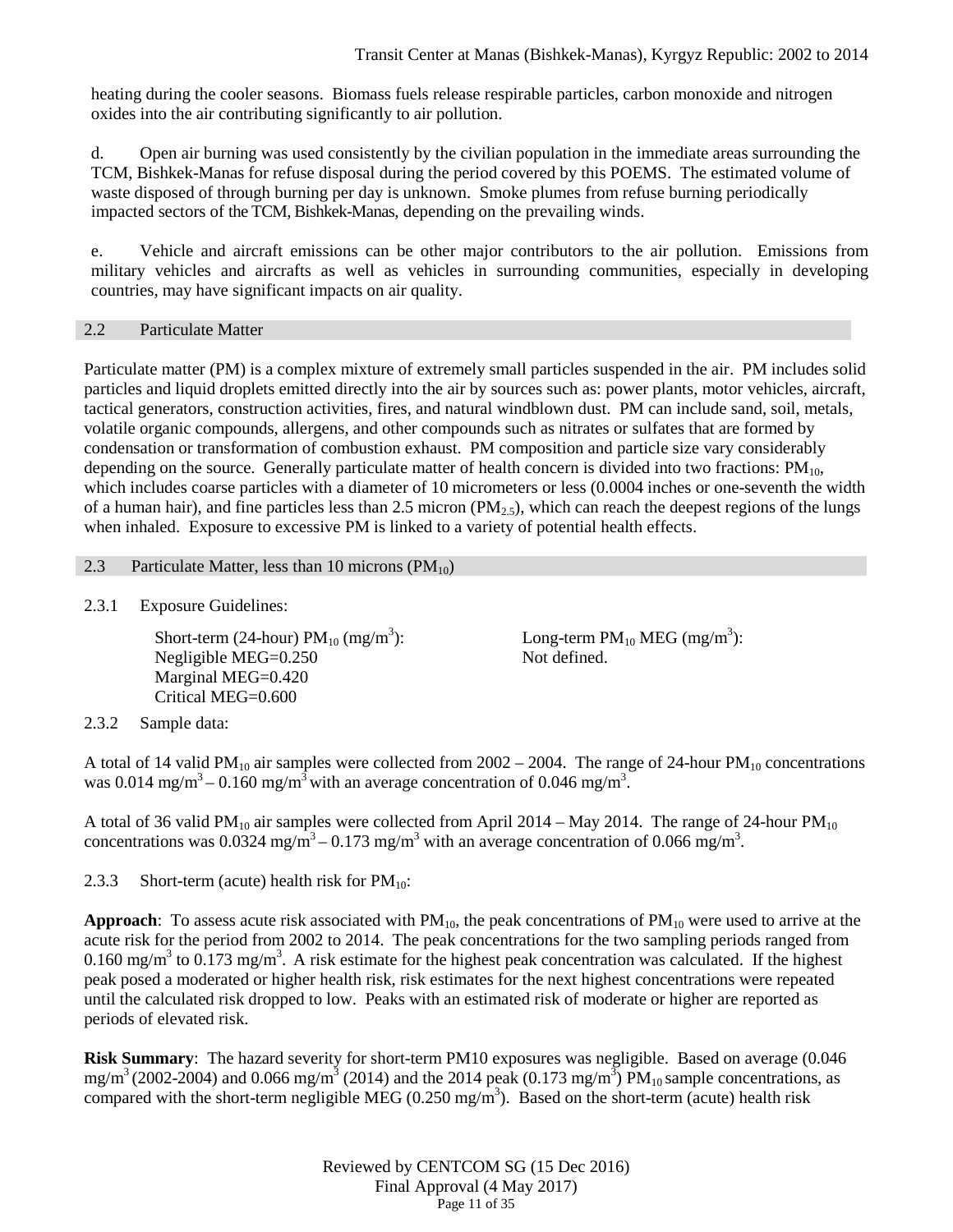heating during the cooler seasons. Biomass fuels release respirable particles, carbon monoxide and nitrogen oxides into the air contributing significantly to air pollution.

d. Open air burning was used consistently by the civilian population in the immediate areas surrounding the TCM, Bishkek-Manas for refuse disposal during the period covered by this POEMS. The estimated volume of waste disposed of through burning per day is unknown. Smoke plumes from refuse burning periodically impacted sectors of the TCM, Bishkek-Manas, depending on the prevailing winds.

e. Vehicle and aircraft emissions can be other major contributors to the air pollution. Emissions from military vehicles and aircrafts as well as vehicles in surrounding communities, especially in developing countries, may have significant impacts on air quality.

## 2.2 Particulate Matter

Particulate matter (PM) is a complex mixture of extremely small particles suspended in the air. PM includes solid particles and liquid droplets emitted directly into the air by sources such as: power plants, motor vehicles, aircraft, tactical generators, construction activities, fires, and natural windblown dust. PM can include sand, soil, metals, volatile organic compounds, allergens, and other compounds such as nitrates or sulfates that are formed by condensation or transformation of combustion exhaust. PM composition and particle size vary considerably depending on the source. Generally particulate matter of health concern is divided into two fractions: $PM_{10}$, which includes coarse particles with a diameter of 10 micrometers or less (0.0004 inches or one-seventh the width of a human hair), and fine particles less than 2.5 micron ($PM_{2.5}$), which can reach the deepest regions of the lungs when inhaled. Exposure to excessive PM is linked to a variety of potential health effects.

## 2.3 Particulate Matter, less than 10 microns ($PM_{10}$)

### 2.3.1 Exposure Guidelines:

Short-term (24-hour) $PM_{10}$ ($mg/m^3$):
Negligible MEG=0.250
Marginal MEG=0.420
Critical MEG=0.600

Long-term $PM_{10}$ MEG ($mg/m^3$):
Not defined.

### 2.3.2 Sample data:

A total of 14 valid $PM_{10}$ air samples were collected from 2002 – 2004. The range of 24-hour $PM_{10}$ concentrations was 0.014 $mg/m^3$ – 0.160 $mg/m^3$ with an average concentration of 0.046 $mg/m^3$.

A total of 36 valid $PM_{10}$ air samples were collected from April 2014 – May 2014. The range of 24-hour $PM_{10}$ concentrations was 0.0324 $mg/m^3$ – 0.173 $mg/m^3$ with an average concentration of 0.066 $mg/m^3$.

### 2.3.3 Short-term (acute) health risk for $PM_{10}$:

**Approach**: To assess acute risk associated with $PM_{10}$, the peak concentrations of $PM_{10}$ were used to arrive at the acute risk for the period from 2002 to 2014. The peak concentrations for the two sampling periods ranged from 0.160 $mg/m^3$ to 0.173 $mg/m^3$. A risk estimate for the highest peak concentration was calculated. If the highest peak posed a moderated or higher health risk, risk estimates for the next highest concentrations were repeated until the calculated risk dropped to low. Peaks with an estimated risk of moderate or higher are reported as periods of elevated risk.

**Risk Summary**: The hazard severity for short-term PM10 exposures was negligible. Based on average (0.046 $mg/m^3$ (2002-2004) and 0.066 $mg/m^3$ (2014) and the 2014 peak (0.173 $mg/m^3$) $PM_{10}$ sample concentrations, as compared with the short-term negligible MEG (0.250 $mg/m^3$). Based on the short-term (acute) health risk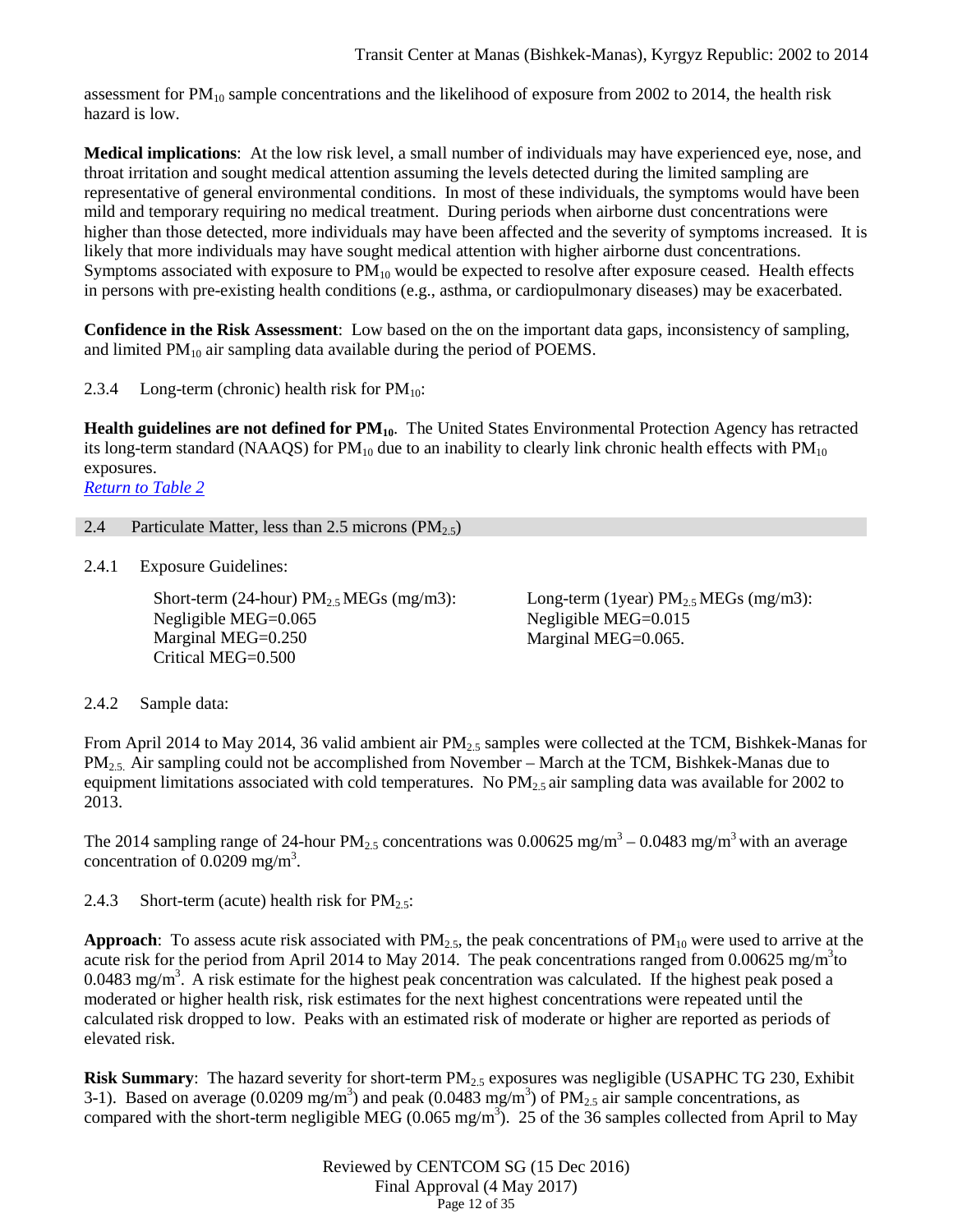assessment for $PM_{10}$ sample concentrations and the likelihood of exposure from 2002 to 2014, the health risk hazard is low.

**Medical implications**: At the low risk level, a small number of individuals may have experienced eye, nose, and throat irritation and sought medical attention assuming the levels detected during the limited sampling are representative of general environmental conditions. In most of these individuals, the symptoms would have been mild and temporary requiring no medical treatment. During periods when airborne dust concentrations were higher than those detected, more individuals may have been affected and the severity of symptoms increased. It is likely that more individuals may have sought medical attention with higher airborne dust concentrations. Symptoms associated with exposure to $PM_{10}$ would be expected to resolve after exposure ceased. Health effects in persons with pre-existing health conditions (e.g., asthma, or cardiopulmonary diseases) may be exacerbated.

**Confidence in the Risk Assessment**: Low based on the on the important data gaps, inconsistency of sampling, and limited $PM_{10}$ air sampling data available during the period of POEMS.

2.3.4 Long-term (chronic) health risk for $PM_{10}$:

**Health guidelines are not defined for $PM_{10}$**. The United States Environmental Protection Agency has retracted its long-term standard (NAAQS) for $PM_{10}$ due to an inability to clearly link chronic health effects with $PM_{10}$ exposures.
*Return to Table 2*

## 2.4 Particulate Matter, less than 2.5 microns ($PM_{2.5}$)

2.4.1 Exposure Guidelines:

Short-term (24-hour) $PM_{2.5}$ MEGs (mg/m3):
Negligible MEG=0.065
Marginal MEG=0.250
Critical MEG=0.500

Long-term (1year) $PM_{2.5}$ MEGs (mg/m3):
Negligible MEG=0.015
Marginal MEG=0.065.

2.4.2 Sample data:

From April 2014 to May 2014, 36 valid ambient air $PM_{2.5}$ samples were collected at the TCM, Bishkek-Manas for $PM_{2.5}$. Air sampling could not be accomplished from November – March at the TCM, Bishkek-Manas due to equipment limitations associated with cold temperatures. No $PM_{2.5}$ air sampling data was available for 2002 to 2013.

The 2014 sampling range of 24-hour $PM_{2.5}$ concentrations was 0.00625 mg/m$^3$ – 0.0483 mg/m$^3$ with an average concentration of 0.0209 mg/m$^3$.

2.4.3 Short-term (acute) health risk for $PM_{2.5}$:

**Approach**: To assess acute risk associated with $PM_{2.5}$, the peak concentrations of $PM_{10}$ were used to arrive at the acute risk for the period from April 2014 to May 2014. The peak concentrations ranged from 0.00625 mg/m$^3$to 0.0483 mg/m$^3$. A risk estimate for the highest peak concentration was calculated. If the highest peak posed a moderated or higher health risk, risk estimates for the next highest concentrations were repeated until the calculated risk dropped to low. Peaks with an estimated risk of moderate or higher are reported as periods of elevated risk.

**Risk Summary**: The hazard severity for short-term $PM_{2.5}$ exposures was negligible (USAPHC TG 230, Exhibit 3-1). Based on average (0.0209 mg/m$^3$) and peak (0.0483 mg/m$^3$) of $PM_{2.5}$ air sample concentrations, as compared with the short-term negligible MEG (0.065 mg/m$^3$). 25 of the 36 samples collected from April to May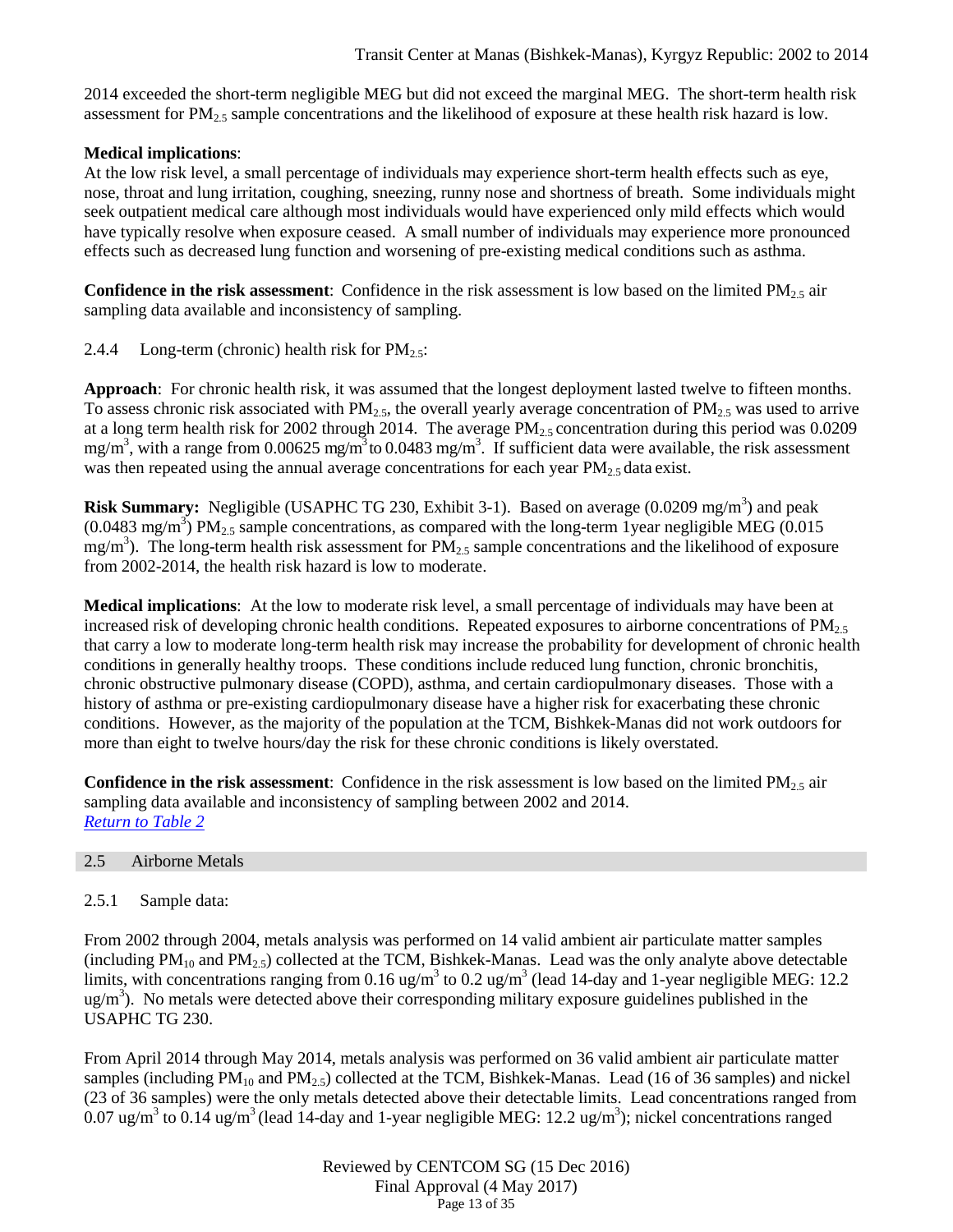2014 exceeded the short-term negligible MEG but did not exceed the marginal MEG. The short-term health risk assessment for $PM_{2.5}$ sample concentrations and the likelihood of exposure at these health risk hazard is low.

**Medical implications**:
At the low risk level, a small percentage of individuals may experience short-term health effects such as eye, nose, throat and lung irritation, coughing, sneezing, runny nose and shortness of breath. Some individuals might seek outpatient medical care although most individuals would have experienced only mild effects which would have typically resolve when exposure ceased. A small number of individuals may experience more pronounced effects such as decreased lung function and worsening of pre-existing medical conditions such as asthma.

**Confidence in the risk assessment**: Confidence in the risk assessment is low based on the limited $PM_{2.5}$ air sampling data available and inconsistency of sampling.

#### 2.4.4 Long-term (chronic) health risk for $PM_{2.5}$:

**Approach**: For chronic health risk, it was assumed that the longest deployment lasted twelve to fifteen months. To assess chronic risk associated with $PM_{2.5}$, the overall yearly average concentration of $PM_{2.5}$ was used to arrive at a long term health risk for 2002 through 2014. The average $PM_{2.5}$ concentration during this period was 0.0209 $mg/m^3$, with a range from 0.00625 $mg/m^3$ to 0.0483 $mg/m^3$. If sufficient data were available, the risk assessment was then repeated using the annual average concentrations for each year $PM_{2.5}$ data exist.

**Risk Summary:** Negligible (USAPHC TG 230, Exhibit 3-1). Based on average (0.0209 $mg/m^3$) and peak (0.0483 $mg/m^3$) $PM_{2.5}$ sample concentrations, as compared with the long-term 1year negligible MEG (0.015 $mg/m^3$). The long-term health risk assessment for $PM_{2.5}$ sample concentrations and the likelihood of exposure from 2002-2014, the health risk hazard is low to moderate.

**Medical implications**: At the low to moderate risk level, a small percentage of individuals may have been at increased risk of developing chronic health conditions. Repeated exposures to airborne concentrations of $PM_{2.5}$ that carry a low to moderate long-term health risk may increase the probability for development of chronic health conditions in generally healthy troops. These conditions include reduced lung function, chronic bronchitis, chronic obstructive pulmonary disease (COPD), asthma, and certain cardiopulmonary diseases. Those with a history of asthma or pre-existing cardiopulmonary disease have a higher risk for exacerbating these chronic conditions. However, as the majority of the population at the TCM, Bishkek-Manas did not work outdoors for more than eight to twelve hours/day the risk for these chronic conditions is likely overstated.

**Confidence in the risk assessment**: Confidence in the risk assessment is low based on the limited $PM_{2.5}$ air sampling data available and inconsistency of sampling between 2002 and 2014.
*Return to Table 2*

### 2.5 Airborne Metals

#### 2.5.1 Sample data:

From 2002 through 2004, metals analysis was performed on 14 valid ambient air particulate matter samples (including $PM_{10}$ and $PM_{2.5}$) collected at the TCM, Bishkek-Manas. Lead was the only analyte above detectable limits, with concentrations ranging from 0.16 $ug/m^3$ to 0.2 $ug/m^3$ (lead 14-day and 1-year negligible MEG: 12.2 $ug/m^3$). No metals were detected above their corresponding military exposure guidelines published in the USAPHC TG 230.

From April 2014 through May 2014, metals analysis was performed on 36 valid ambient air particulate matter samples (including $PM_{10}$ and $PM_{2.5}$) collected at the TCM, Bishkek-Manas. Lead (16 of 36 samples) and nickel (23 of 36 samples) were the only metals detected above their detectable limits. Lead concentrations ranged from 0.07 $ug/m^3$ to 0.14 $ug/m^3$ (lead 14-day and 1-year negligible MEG: 12.2 $ug/m^3$); nickel concentrations ranged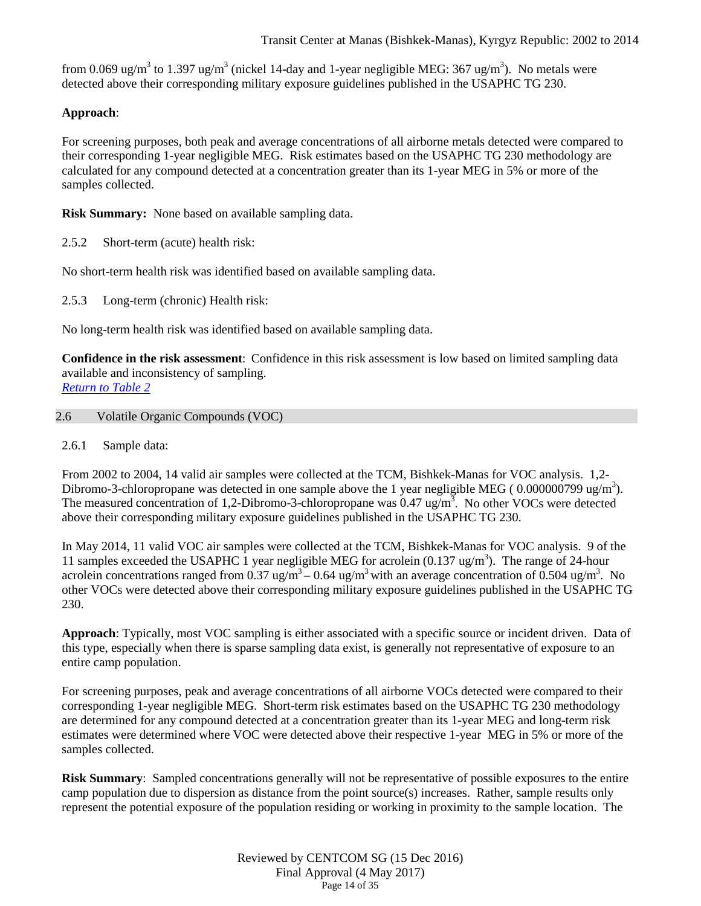from 0.069 ug/m$^3$ to 1.397 ug/m$^3$ (nickel 14-day and 1-year negligible MEG: 367 ug/m$^3$). No metals were detected above their corresponding military exposure guidelines published in the USAPHC TG 230.

**Approach**:

For screening purposes, both peak and average concentrations of all airborne metals detected were compared to their corresponding 1-year negligible MEG. Risk estimates based on the USAPHC TG 230 methodology are calculated for any compound detected at a concentration greater than its 1-year MEG in 5% or more of the samples collected.

**Risk Summary:** None based on available sampling data.

2.5.2 Short-term (acute) health risk:

No short-term health risk was identified based on available sampling data.

2.5.3 Long-term (chronic) Health risk:

No long-term health risk was identified based on available sampling data.

**Confidence in the risk assessment**: Confidence in this risk assessment is low based on limited sampling data available and inconsistency of sampling.
*Return to Table 2*

## 2.6 Volatile Organic Compounds (VOC)

2.6.1 Sample data:

From 2002 to 2004, 14 valid air samples were collected at the TCM, Bishkek-Manas for VOC analysis. 1,2-Dibromo-3-chloropropane was detected in one sample above the 1 year negligible MEG ( 0.000000799 ug/m$^3$). The measured concentration of 1,2-Dibromo-3-chloropropane was 0.47 ug/m$^3$. No other VOCs were detected above their corresponding military exposure guidelines published in the USAPHC TG 230.

In May 2014, 11 valid VOC air samples were collected at the TCM, Bishkek-Manas for VOC analysis. 9 of the 11 samples exceeded the USAPHC 1 year negligible MEG for acrolein (0.137 ug/m$^3$). The range of 24-hour acrolein concentrations ranged from 0.37 ug/m$^3$ – 0.64 ug/m$^3$ with an average concentration of 0.504 ug/m$^3$. No other VOCs were detected above their corresponding military exposure guidelines published in the USAPHC TG 230.

**Approach**: Typically, most VOC sampling is either associated with a specific source or incident driven. Data of this type, especially when there is sparse sampling data exist, is generally not representative of exposure to an entire camp population.

For screening purposes, peak and average concentrations of all airborne VOCs detected were compared to their corresponding 1-year negligible MEG. Short-term risk estimates based on the USAPHC TG 230 methodology are determined for any compound detected at a concentration greater than its 1-year MEG and long-term risk estimates were determined where VOC were detected above their respective 1-year MEG in 5% or more of the samples collected.

**Risk Summary**: Sampled concentrations generally will not be representative of possible exposures to the entire camp population due to dispersion as distance from the point source(s) increases. Rather, sample results only represent the potential exposure of the population residing or working in proximity to the sample location. The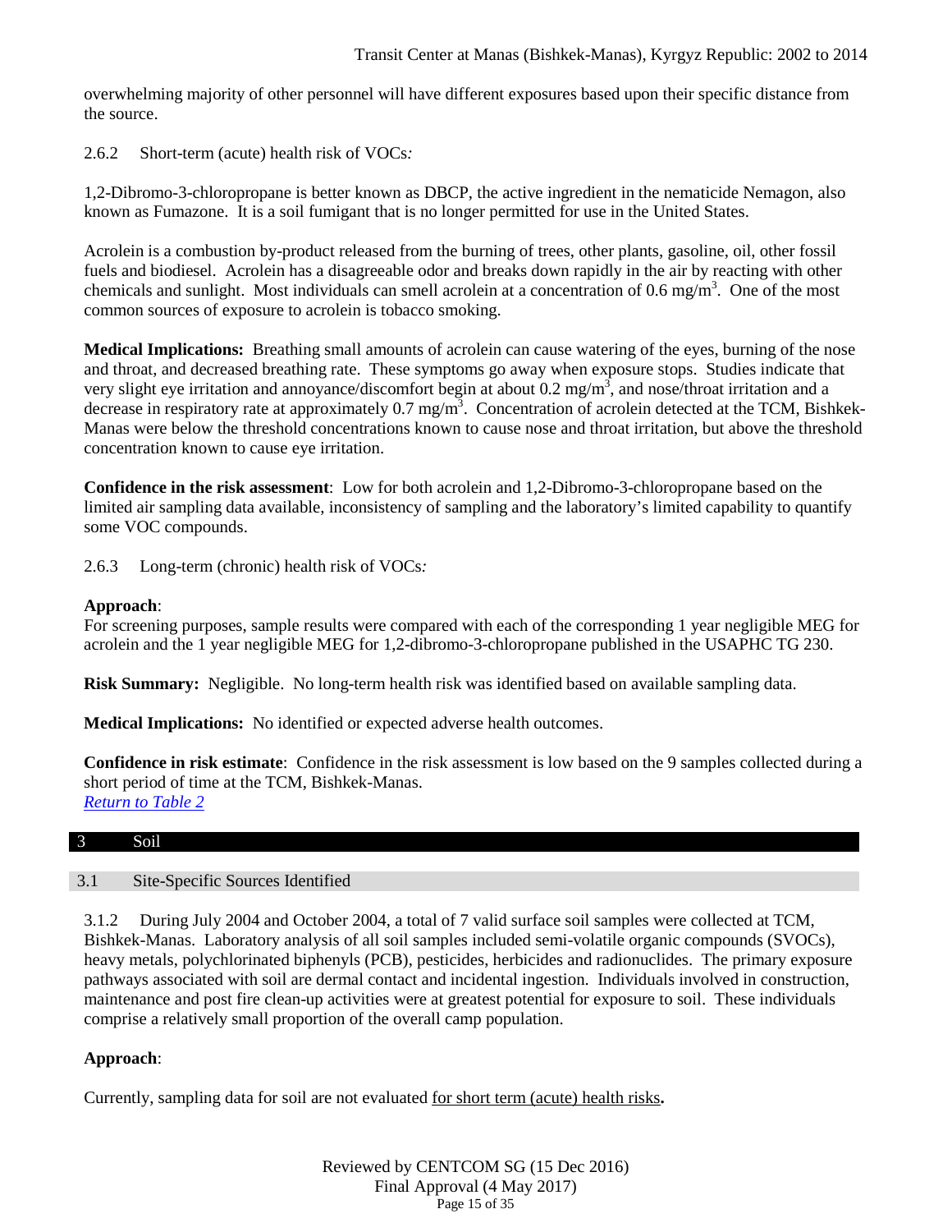overwhelming majority of other personnel will have different exposures based upon their specific distance from the source.

2.6.2 Short-term (acute) health risk of VOCs*:*

1,2-Dibromo-3-chloropropane is better known as DBCP, the active ingredient in the nematicide Nemagon, also known as Fumazone. It is a soil fumigant that is no longer permitted for use in the United States.

Acrolein is a combustion by-product released from the burning of trees, other plants, gasoline, oil, other fossil fuels and biodiesel. Acrolein has a disagreeable odor and breaks down rapidly in the air by reacting with other chemicals and sunlight. Most individuals can smell acrolein at a concentration of 0.6 $mg/m^3$. One of the most common sources of exposure to acrolein is tobacco smoking.

**Medical Implications:** Breathing small amounts of acrolein can cause watering of the eyes, burning of the nose and throat, and decreased breathing rate. These symptoms go away when exposure stops. Studies indicate that very slight eye irritation and annoyance/discomfort begin at about 0.2 $mg/m^3$, and nose/throat irritation and a decrease in respiratory rate at approximately 0.7 $mg/m^3$. Concentration of acrolein detected at the TCM, Bishkek-Manas were below the threshold concentrations known to cause nose and throat irritation, but above the threshold concentration known to cause eye irritation.

**Confidence in the risk assessment**: Low for both acrolein and 1,2-Dibromo-3-chloropropane based on the limited air sampling data available, inconsistency of sampling and the laboratory's limited capability to quantify some VOC compounds.

2.6.3 Long-term (chronic) health risk of VOCs*:*

**Approach**:
For screening purposes, sample results were compared with each of the corresponding 1 year negligible MEG for acrolein and the 1 year negligible MEG for 1,2-dibromo-3-chloropropane published in the USAPHC TG 230.

**Risk Summary:** Negligible. No long-term health risk was identified based on available sampling data.

**Medical Implications:** No identified or expected adverse health outcomes.

**Confidence in risk estimate**: Confidence in the risk assessment is low based on the 9 samples collected during a short period of time at the TCM, Bishkek-Manas.
*Return to Table 2*

# 3 Soil

## 3.1 Site-Specific Sources Identified

3.1.2 During July 2004 and October 2004, a total of 7 valid surface soil samples were collected at TCM, Bishkek-Manas. Laboratory analysis of all soil samples included semi-volatile organic compounds (SVOCs), heavy metals, polychlorinated biphenyls (PCB), pesticides, herbicides and radionuclides. The primary exposure pathways associated with soil are dermal contact and incidental ingestion. Individuals involved in construction, maintenance and post fire clean-up activities were at greatest potential for exposure to soil. These individuals comprise a relatively small proportion of the overall camp population.

**Approach**:

Currently, sampling data for soil are not evaluated for short term (acute) health risks**.**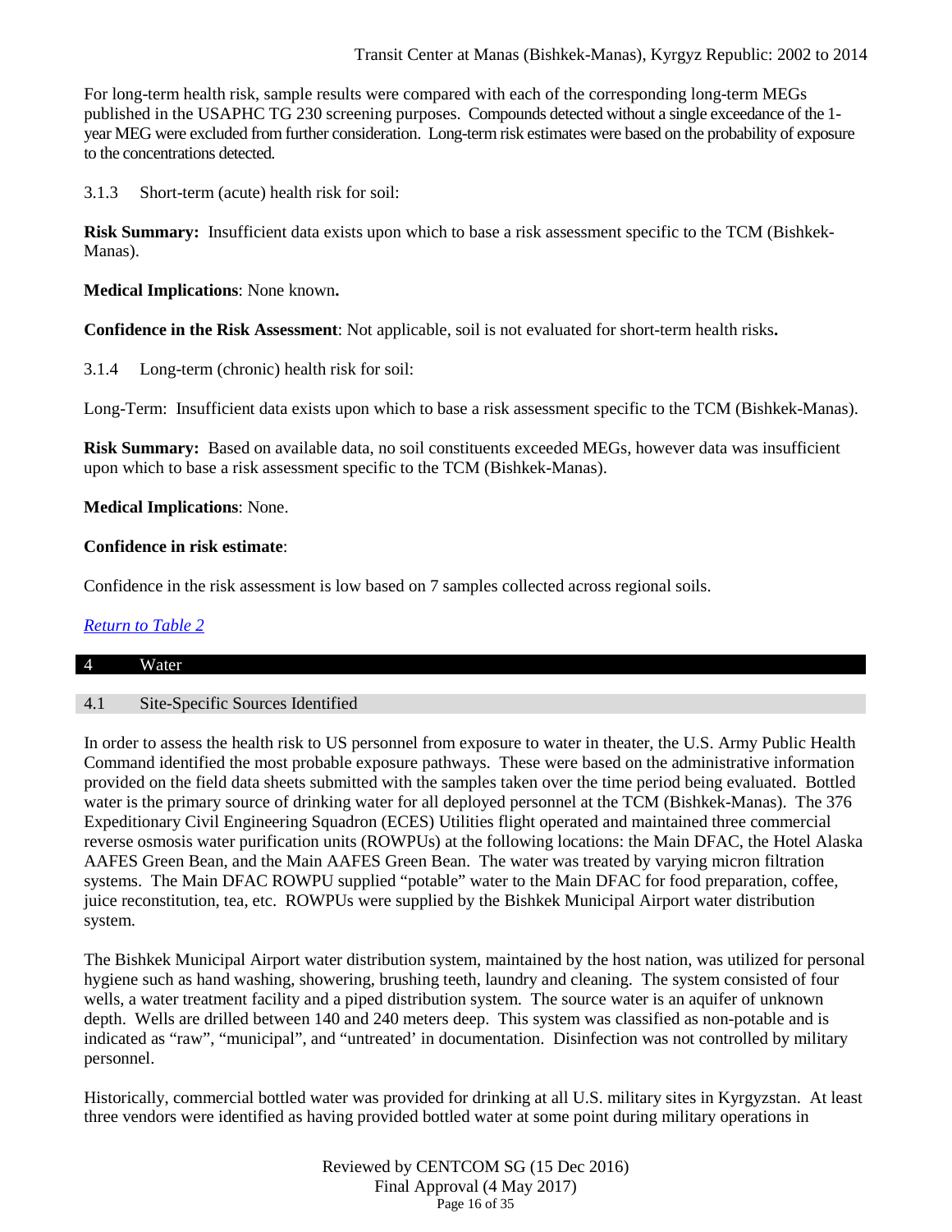For long-term health risk, sample results were compared with each of the corresponding long-term MEGs published in the USAPHC TG 230 screening purposes. Compounds detected without a single exceedance of the 1-year MEG were excluded from further consideration. Long-term risk estimates were based on the probability of exposure to the concentrations detected.

3.1.3 Short-term (acute) health risk for soil:

**Risk Summary:** Insufficient data exists upon which to base a risk assessment specific to the TCM (Bishkek-Manas).

**Medical Implications**: None known**.**

**Confidence in the Risk Assessment**: Not applicable, soil is not evaluated for short-term health risks**.**

3.1.4 Long-term (chronic) health risk for soil:

Long-Term: Insufficient data exists upon which to base a risk assessment specific to the TCM (Bishkek-Manas).

**Risk Summary:** Based on available data, no soil constituents exceeded MEGs, however data was insufficient upon which to base a risk assessment specific to the TCM (Bishkek-Manas).

**Medical Implications**: None.

**Confidence in risk estimate**:

Confidence in the risk assessment is low based on 7 samples collected across regional soils.

*Return to Table 2*

# 4 Water

## 4.1 Site-Specific Sources Identified

In order to assess the health risk to US personnel from exposure to water in theater, the U.S. Army Public Health Command identified the most probable exposure pathways. These were based on the administrative information provided on the field data sheets submitted with the samples taken over the time period being evaluated. Bottled water is the primary source of drinking water for all deployed personnel at the TCM (Bishkek-Manas). The 376 Expeditionary Civil Engineering Squadron (ECES) Utilities flight operated and maintained three commercial reverse osmosis water purification units (ROWPUs) at the following locations: the Main DFAC, the Hotel Alaska AAFES Green Bean, and the Main AAFES Green Bean. The water was treated by varying micron filtration systems. The Main DFAC ROWPU supplied "potable" water to the Main DFAC for food preparation, coffee, juice reconstitution, tea, etc. ROWPUs were supplied by the Bishkek Municipal Airport water distribution system.

The Bishkek Municipal Airport water distribution system, maintained by the host nation, was utilized for personal hygiene such as hand washing, showering, brushing teeth, laundry and cleaning. The system consisted of four wells, a water treatment facility and a piped distribution system. The source water is an aquifer of unknown depth. Wells are drilled between 140 and 240 meters deep. This system was classified as non-potable and is indicated as "raw", "municipal", and "untreated' in documentation. Disinfection was not controlled by military personnel.

Historically, commercial bottled water was provided for drinking at all U.S. military sites in Kyrgyzstan. At least three vendors were identified as having provided bottled water at some point during military operations in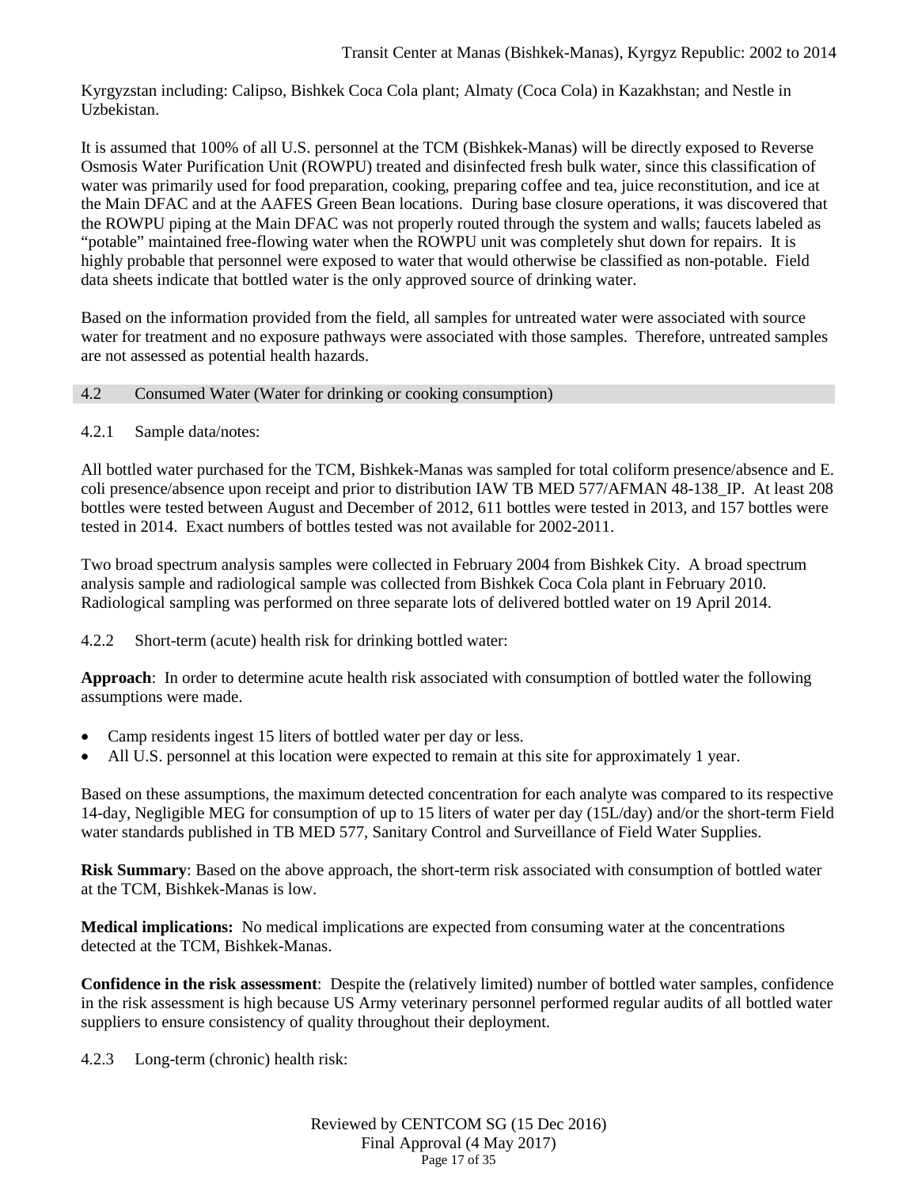Kyrgyzstan including: Calipso, Bishkek Coca Cola plant; Almaty (Coca Cola) in Kazakhstan; and Nestle in Uzbekistan.

It is assumed that 100% of all U.S. personnel at the TCM (Bishkek-Manas) will be directly exposed to Reverse Osmosis Water Purification Unit (ROWPU) treated and disinfected fresh bulk water, since this classification of water was primarily used for food preparation, cooking, preparing coffee and tea, juice reconstitution, and ice at the Main DFAC and at the AAFES Green Bean locations. During base closure operations, it was discovered that the ROWPU piping at the Main DFAC was not properly routed through the system and walls; faucets labeled as "potable" maintained free-flowing water when the ROWPU unit was completely shut down for repairs. It is highly probable that personnel were exposed to water that would otherwise be classified as non-potable. Field data sheets indicate that bottled water is the only approved source of drinking water.

Based on the information provided from the field, all samples for untreated water were associated with source water for treatment and no exposure pathways were associated with those samples. Therefore, untreated samples are not assessed as potential health hazards.

## 4.2 Consumed Water (Water for drinking or cooking consumption)

### 4.2.1 Sample data/notes:

All bottled water purchased for the TCM, Bishkek-Manas was sampled for total coliform presence/absence and E. coli presence/absence upon receipt and prior to distribution IAW TB MED 577/AFMAN 48-138_IP. At least 208 bottles were tested between August and December of 2012, 611 bottles were tested in 2013, and 157 bottles were tested in 2014. Exact numbers of bottles tested was not available for 2002-2011.

Two broad spectrum analysis samples were collected in February 2004 from Bishkek City. A broad spectrum analysis sample and radiological sample was collected from Bishkek Coca Cola plant in February 2010. Radiological sampling was performed on three separate lots of delivered bottled water on 19 April 2014.

### 4.2.2 Short-term (acute) health risk for drinking bottled water:

**Approach**: In order to determine acute health risk associated with consumption of bottled water the following assumptions were made.

- Camp residents ingest 15 liters of bottled water per day or less.
- All U.S. personnel at this location were expected to remain at this site for approximately 1 year.

Based on these assumptions, the maximum detected concentration for each analyte was compared to its respective 14-day, Negligible MEG for consumption of up to 15 liters of water per day (15L/day) and/or the short-term Field water standards published in TB MED 577, Sanitary Control and Surveillance of Field Water Supplies.

**Risk Summary**: Based on the above approach, the short-term risk associated with consumption of bottled water at the TCM, Bishkek-Manas is low.

**Medical implications:** No medical implications are expected from consuming water at the concentrations detected at the TCM, Bishkek-Manas.

**Confidence in the risk assessment**: Despite the (relatively limited) number of bottled water samples, confidence in the risk assessment is high because US Army veterinary personnel performed regular audits of all bottled water suppliers to ensure consistency of quality throughout their deployment.

### 4.2.3 Long-term (chronic) health risk: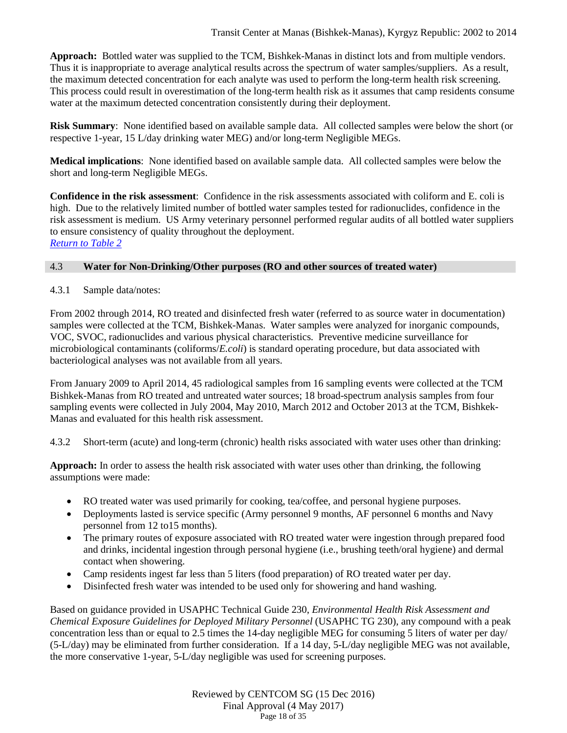**Approach:** Bottled water was supplied to the TCM, Bishkek-Manas in distinct lots and from multiple vendors. Thus it is inappropriate to average analytical results across the spectrum of water samples/suppliers. As a result, the maximum detected concentration for each analyte was used to perform the long-term health risk screening. This process could result in overestimation of the long-term health risk as it assumes that camp residents consume water at the maximum detected concentration consistently during their deployment.

**Risk Summary**: None identified based on available sample data. All collected samples were below the short (or respective 1-year, 15 L/day drinking water MEG) and/or long-term Negligible MEGs.

**Medical implications**: None identified based on available sample data. All collected samples were below the short and long-term Negligible MEGs.

**Confidence in the risk assessment**: Confidence in the risk assessments associated with coliform and E. coli is high. Due to the relatively limited number of bottled water samples tested for radionuclides, confidence in the risk assessment is medium. US Army veterinary personnel performed regular audits of all bottled water suppliers to ensure consistency of quality throughout the deployment.
*Return to Table 2*

## 4.3 Water for Non-Drinking/Other purposes (RO and other sources of treated water)

4.3.1 Sample data/notes:

From 2002 through 2014, RO treated and disinfected fresh water (referred to as source water in documentation) samples were collected at the TCM, Bishkek-Manas. Water samples were analyzed for inorganic compounds, VOC, SVOC, radionuclides and various physical characteristics. Preventive medicine surveillance for microbiological contaminants (coliforms/*E.coli*) is standard operating procedure, but data associated with bacteriological analyses was not available from all years.

From January 2009 to April 2014, 45 radiological samples from 16 sampling events were collected at the TCM Bishkek-Manas from RO treated and untreated water sources; 18 broad-spectrum analysis samples from four sampling events were collected in July 2004, May 2010, March 2012 and October 2013 at the TCM, Bishkek-Manas and evaluated for this health risk assessment.

4.3.2 Short-term (acute) and long-term (chronic) health risks associated with water uses other than drinking:

**Approach:** In order to assess the health risk associated with water uses other than drinking, the following assumptions were made:

- RO treated water was used primarily for cooking, tea/coffee, and personal hygiene purposes.
- Deployments lasted is service specific (Army personnel 9 months, AF personnel 6 months and Navy personnel from 12 to15 months).
- The primary routes of exposure associated with RO treated water were ingestion through prepared food and drinks, incidental ingestion through personal hygiene (i.e., brushing teeth/oral hygiene) and dermal contact when showering.
- Camp residents ingest far less than 5 liters (food preparation) of RO treated water per day.
- Disinfected fresh water was intended to be used only for showering and hand washing.

Based on guidance provided in USAPHC Technical Guide 230, *Environmental Health Risk Assessment and Chemical Exposure Guidelines for Deployed Military Personnel* (USAPHC TG 230), any compound with a peak concentration less than or equal to 2.5 times the 14-day negligible MEG for consuming 5 liters of water per day/ (5-L/day) may be eliminated from further consideration. If a 14 day, 5-L/day negligible MEG was not available, the more conservative 1-year, 5-L/day negligible was used for screening purposes.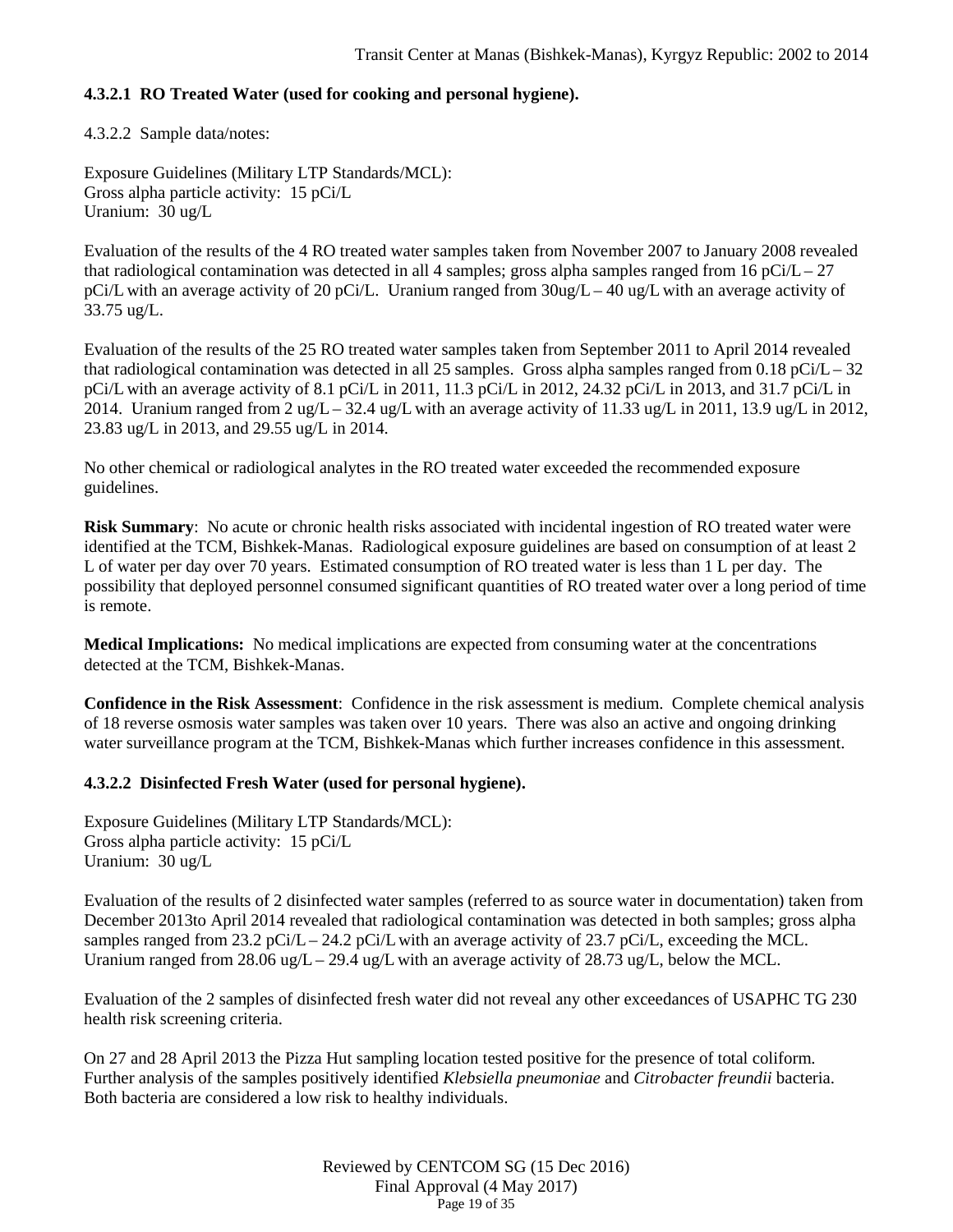#### 4.3.2.1 RO Treated Water (used for cooking and personal hygiene).

4.3.2.2 Sample data/notes:

Exposure Guidelines (Military LTP Standards/MCL):
Gross alpha particle activity: 15 pCi/L
Uranium: 30 ug/L

Evaluation of the results of the 4 RO treated water samples taken from November 2007 to January 2008 revealed that radiological contamination was detected in all 4 samples; gross alpha samples ranged from 16 pCi/L – 27 pCi/L with an average activity of 20 pCi/L. Uranium ranged from 30ug/L – 40 ug/L with an average activity of 33.75 ug/L.

Evaluation of the results of the 25 RO treated water samples taken from September 2011 to April 2014 revealed that radiological contamination was detected in all 25 samples. Gross alpha samples ranged from 0.18 pCi/L – 32 pCi/L with an average activity of 8.1 pCi/L in 2011, 11.3 pCi/L in 2012, 24.32 pCi/L in 2013, and 31.7 pCi/L in 2014. Uranium ranged from 2 ug/L – 32.4 ug/L with an average activity of 11.33 ug/L in 2011, 13.9 ug/L in 2012, 23.83 ug/L in 2013, and 29.55 ug/L in 2014.

No other chemical or radiological analytes in the RO treated water exceeded the recommended exposure guidelines.

**Risk Summary**: No acute or chronic health risks associated with incidental ingestion of RO treated water were identified at the TCM, Bishkek-Manas. Radiological exposure guidelines are based on consumption of at least 2 L of water per day over 70 years. Estimated consumption of RO treated water is less than 1 L per day. The possibility that deployed personnel consumed significant quantities of RO treated water over a long period of time is remote.

**Medical Implications:** No medical implications are expected from consuming water at the concentrations detected at the TCM, Bishkek-Manas.

**Confidence in the Risk Assessment**: Confidence in the risk assessment is medium. Complete chemical analysis of 18 reverse osmosis water samples was taken over 10 years. There was also an active and ongoing drinking water surveillance program at the TCM, Bishkek-Manas which further increases confidence in this assessment.

#### 4.3.2.2 Disinfected Fresh Water (used for personal hygiene).

Exposure Guidelines (Military LTP Standards/MCL):
Gross alpha particle activity: 15 pCi/L
Uranium: 30 ug/L

Evaluation of the results of 2 disinfected water samples (referred to as source water in documentation) taken from December 2013to April 2014 revealed that radiological contamination was detected in both samples; gross alpha samples ranged from 23.2 pCi/L – 24.2 pCi/L with an average activity of 23.7 pCi/L, exceeding the MCL. Uranium ranged from 28.06 ug/L – 29.4 ug/L with an average activity of 28.73 ug/L, below the MCL.

Evaluation of the 2 samples of disinfected fresh water did not reveal any other exceedances of USAPHC TG 230 health risk screening criteria.

On 27 and 28 April 2013 the Pizza Hut sampling location tested positive for the presence of total coliform. Further analysis of the samples positively identified *Klebsiella pneumoniae* and *Citrobacter freundii* bacteria. Both bacteria are considered a low risk to healthy individuals.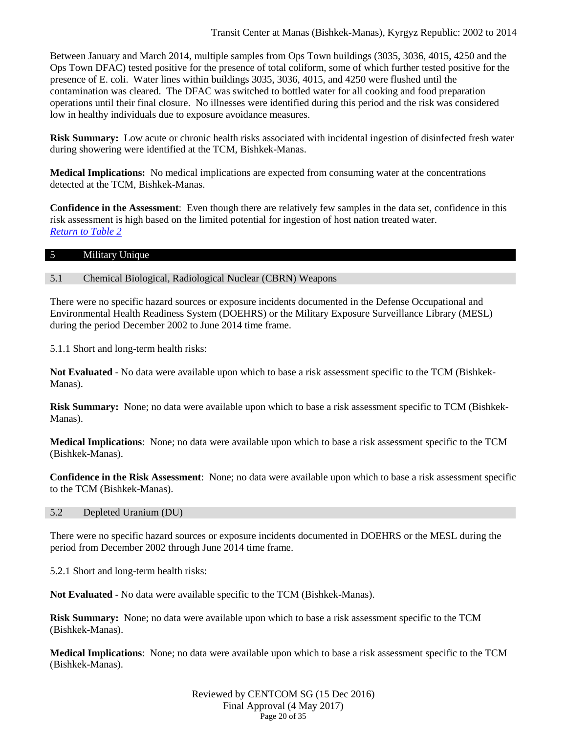Between January and March 2014, multiple samples from Ops Town buildings (3035, 3036, 4015, 4250 and the Ops Town DFAC) tested positive for the presence of total coliform, some of which further tested positive for the presence of E. coli. Water lines within buildings 3035, 3036, 4015, and 4250 were flushed until the contamination was cleared. The DFAC was switched to bottled water for all cooking and food preparation operations until their final closure. No illnesses were identified during this period and the risk was considered low in healthy individuals due to exposure avoidance measures.

**Risk Summary:** Low acute or chronic health risks associated with incidental ingestion of disinfected fresh water during showering were identified at the TCM, Bishkek-Manas.

**Medical Implications:** No medical implications are expected from consuming water at the concentrations detected at the TCM, Bishkek-Manas.

**Confidence in the Assessment**: Even though there are relatively few samples in the data set, confidence in this risk assessment is high based on the limited potential for ingestion of host nation treated water.
*Return to Table 2*

## 5 Military Unique

### 5.1 Chemical Biological, Radiological Nuclear (CBRN) Weapons

There were no specific hazard sources or exposure incidents documented in the Defense Occupational and Environmental Health Readiness System (DOEHRS) or the Military Exposure Surveillance Library (MESL) during the period December 2002 to June 2014 time frame.

5.1.1 Short and long-term health risks:

**Not Evaluated** - No data were available upon which to base a risk assessment specific to the TCM (Bishkek-Manas).

**Risk Summary:** None; no data were available upon which to base a risk assessment specific to TCM (Bishkek-Manas).

**Medical Implications**: None; no data were available upon which to base a risk assessment specific to the TCM (Bishkek-Manas).

**Confidence in the Risk Assessment**: None; no data were available upon which to base a risk assessment specific to the TCM (Bishkek-Manas).

### 5.2 Depleted Uranium (DU)

There were no specific hazard sources or exposure incidents documented in DOEHRS or the MESL during the period from December 2002 through June 2014 time frame.

5.2.1 Short and long-term health risks:

**Not Evaluated** - No data were available specific to the TCM (Bishkek-Manas).

**Risk Summary:** None; no data were available upon which to base a risk assessment specific to the TCM (Bishkek-Manas).

**Medical Implications**: None; no data were available upon which to base a risk assessment specific to the TCM (Bishkek-Manas).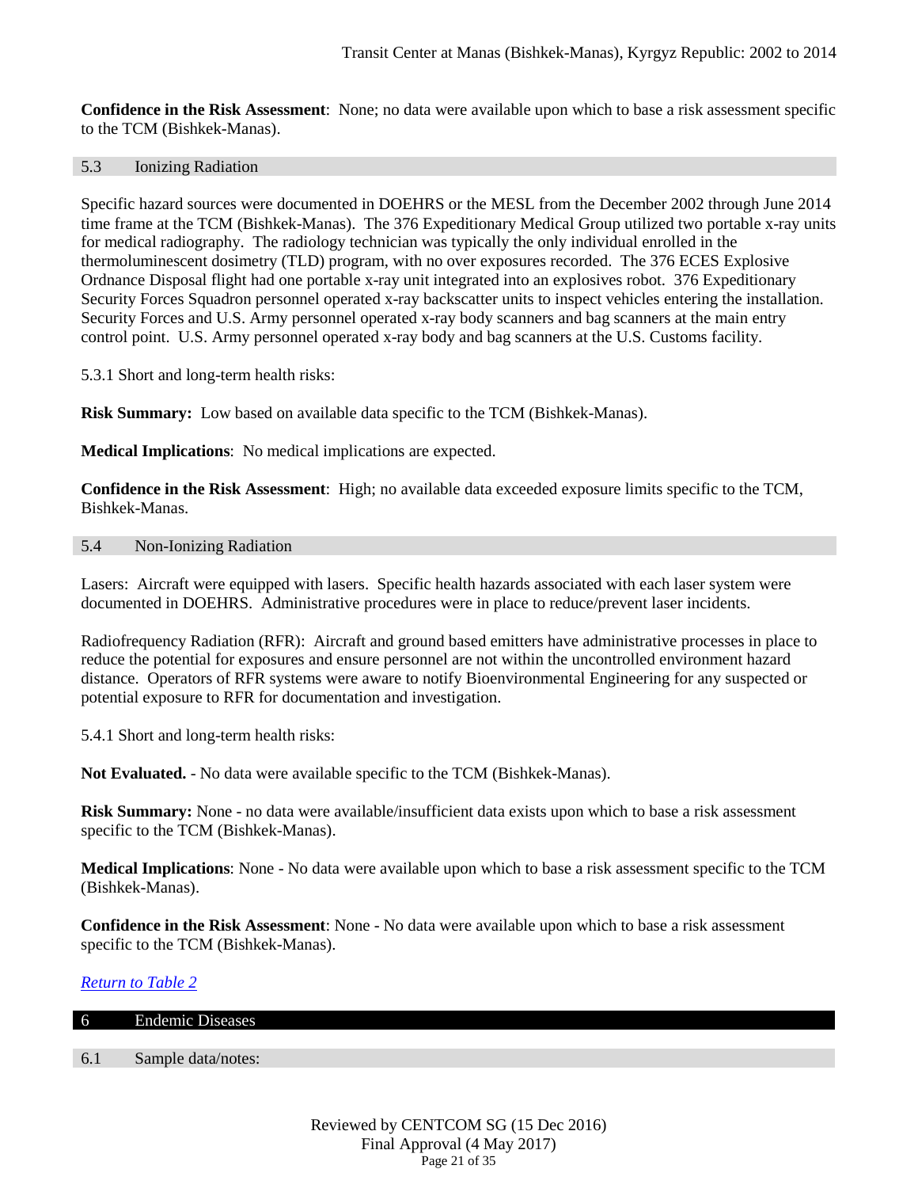**Confidence in the Risk Assessment**: None; no data were available upon which to base a risk assessment specific to the TCM (Bishkek-Manas).

### 5.3 Ionizing Radiation

Specific hazard sources were documented in DOEHRS or the MESL from the December 2002 through June 2014 time frame at the TCM (Bishkek-Manas). The 376 Expeditionary Medical Group utilized two portable x-ray units for medical radiography. The radiology technician was typically the only individual enrolled in the thermoluminescent dosimetry (TLD) program, with no over exposures recorded. The 376 ECES Explosive Ordnance Disposal flight had one portable x-ray unit integrated into an explosives robot. 376 Expeditionary Security Forces Squadron personnel operated x-ray backscatter units to inspect vehicles entering the installation. Security Forces and U.S. Army personnel operated x-ray body scanners and bag scanners at the main entry control point. U.S. Army personnel operated x-ray body and bag scanners at the U.S. Customs facility.

5.3.1 Short and long-term health risks:

**Risk Summary:** Low based on available data specific to the TCM (Bishkek-Manas).

**Medical Implications**: No medical implications are expected.

**Confidence in the Risk Assessment**: High; no available data exceeded exposure limits specific to the TCM, Bishkek-Manas.

### 5.4 Non-Ionizing Radiation

Lasers: Aircraft were equipped with lasers. Specific health hazards associated with each laser system were documented in DOEHRS. Administrative procedures were in place to reduce/prevent laser incidents.

Radiofrequency Radiation (RFR): Aircraft and ground based emitters have administrative processes in place to reduce the potential for exposures and ensure personnel are not within the uncontrolled environment hazard distance. Operators of RFR systems were aware to notify Bioenvironmental Engineering for any suspected or potential exposure to RFR for documentation and investigation.

5.4.1 Short and long-term health risks:

**Not Evaluated.** - No data were available specific to the TCM (Bishkek-Manas).

**Risk Summary:** None - no data were available/insufficient data exists upon which to base a risk assessment specific to the TCM (Bishkek-Manas).

**Medical Implications**: None - No data were available upon which to base a risk assessment specific to the TCM (Bishkek-Manas).

**Confidence in the Risk Assessment**: None - No data were available upon which to base a risk assessment specific to the TCM (Bishkek-Manas).

*Return to Table 2*

## 6 Endemic Diseases

### 6.1 Sample data/notes: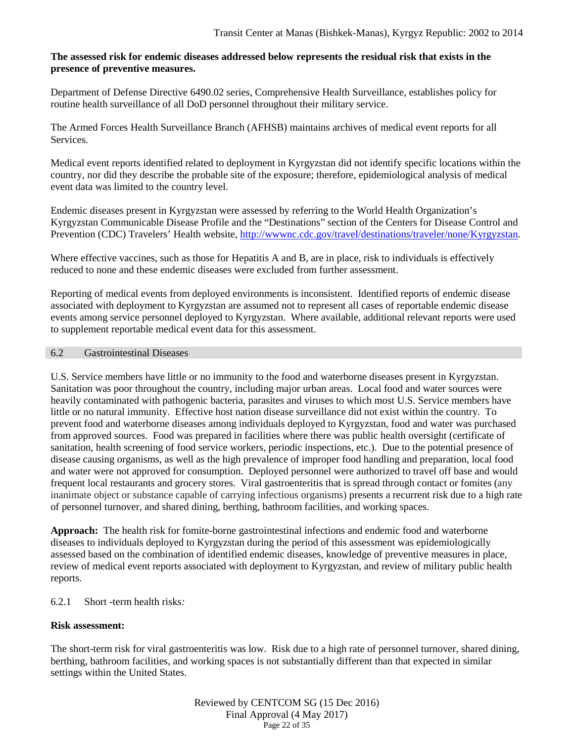**The assessed risk for endemic diseases addressed below represents the residual risk that exists in the presence of preventive measures.**

Department of Defense Directive 6490.02 series, Comprehensive Health Surveillance, establishes policy for routine health surveillance of all DoD personnel throughout their military service.

The Armed Forces Health Surveillance Branch (AFHSB) maintains archives of medical event reports for all Services.

Medical event reports identified related to deployment in Kyrgyzstan did not identify specific locations within the country, nor did they describe the probable site of the exposure; therefore, epidemiological analysis of medical event data was limited to the country level.

Endemic diseases present in Kyrgyzstan were assessed by referring to the World Health Organization's Kyrgyzstan Communicable Disease Profile and the "Destinations" section of the Centers for Disease Control and Prevention (CDC) Travelers' Health website, [http://wwwnc.cdc.gov/travel/destinations/traveler/none/Kyrgyzstan](http://wwwnc.cdc.gov/travel/destinations/traveler/none/Kyrgyzstan).

Where effective vaccines, such as those for Hepatitis A and B, are in place, risk to individuals is effectively reduced to none and these endemic diseases were excluded from further assessment.

Reporting of medical events from deployed environments is inconsistent. Identified reports of endemic disease associated with deployment to Kyrgyzstan are assumed not to represent all cases of reportable endemic disease events among service personnel deployed to Kyrgyzstan. Where available, additional relevant reports were used to supplement reportable medical event data for this assessment.

## 6.2 Gastrointestinal Diseases

U.S. Service members have little or no immunity to the food and waterborne diseases present in Kyrgyzstan. Sanitation was poor throughout the country, including major urban areas. Local food and water sources were heavily contaminated with pathogenic bacteria, parasites and viruses to which most U.S. Service members have little or no natural immunity. Effective host nation disease surveillance did not exist within the country. To prevent food and waterborne diseases among individuals deployed to Kyrgyzstan, food and water was purchased from approved sources. Food was prepared in facilities where there was public health oversight (certificate of sanitation, health screening of food service workers, periodic inspections, etc.). Due to the potential presence of disease causing organisms, as well as the high prevalence of improper food handling and preparation, local food and water were not approved for consumption. Deployed personnel were authorized to travel off base and would frequent local restaurants and grocery stores. Viral gastroenteritis that is spread through contact or fomites (any inanimate object or substance capable of carrying infectious organisms) presents a recurrent risk due to a high rate of personnel turnover, and shared dining, berthing, bathroom facilities, and working spaces.

**Approach:** The health risk for fomite-borne gastrointestinal infections and endemic food and waterborne diseases to individuals deployed to Kyrgyzstan during the period of this assessment was epidemiologically assessed based on the combination of identified endemic diseases, knowledge of preventive measures in place, review of medical event reports associated with deployment to Kyrgyzstan, and review of military public health reports.

### 6.2.1 Short -term health risks*:*

**Risk assessment:**

The short-term risk for viral gastroenteritis was low. Risk due to a high rate of personnel turnover, shared dining, berthing, bathroom facilities, and working spaces is not substantially different than that expected in similar settings within the United States.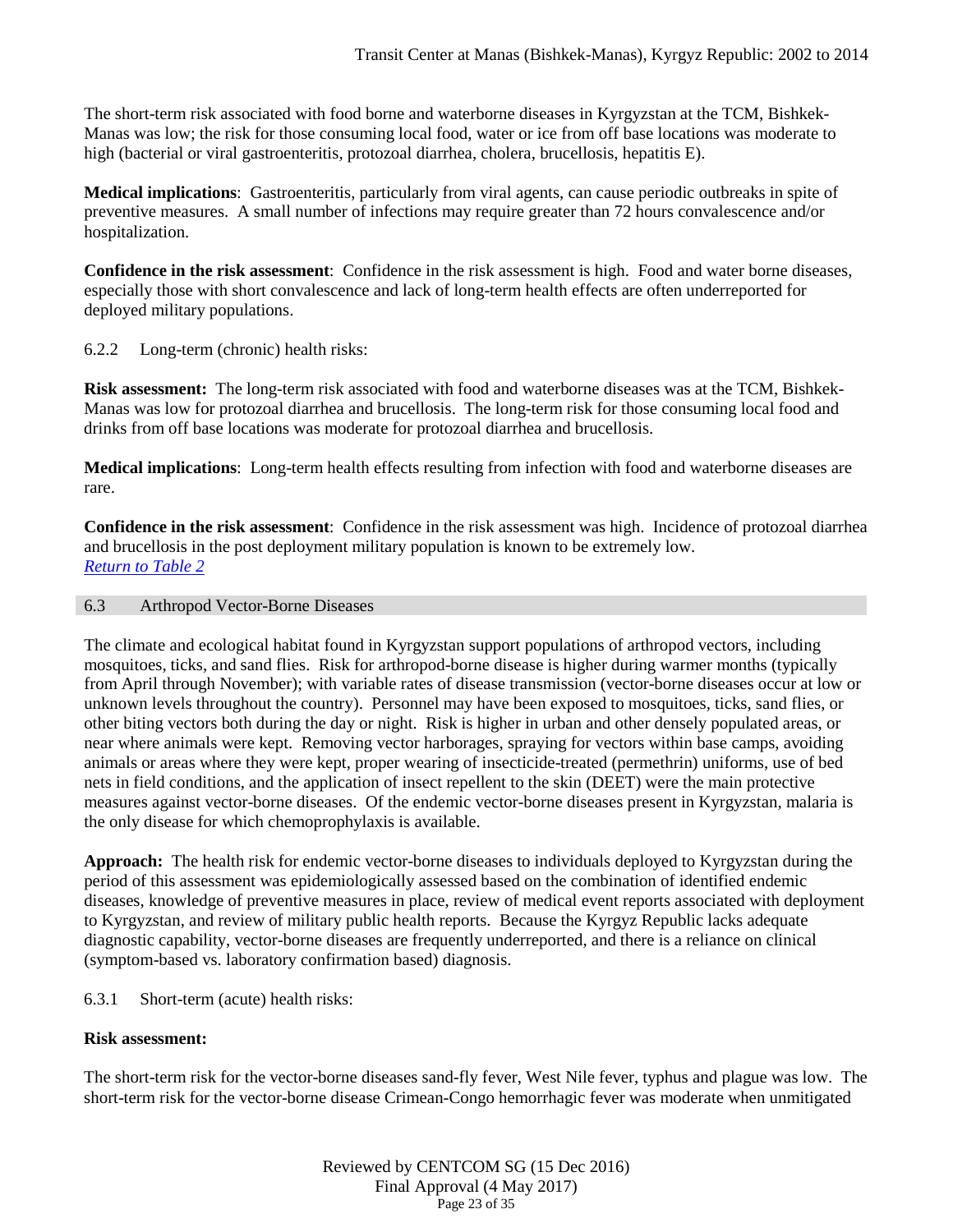The short-term risk associated with food borne and waterborne diseases in Kyrgyzstan at the TCM, Bishkek-Manas was low; the risk for those consuming local food, water or ice from off base locations was moderate to high (bacterial or viral gastroenteritis, protozoal diarrhea, cholera, brucellosis, hepatitis E).

**Medical implications**: Gastroenteritis, particularly from viral agents, can cause periodic outbreaks in spite of preventive measures. A small number of infections may require greater than 72 hours convalescence and/or hospitalization.

**Confidence in the risk assessment**: Confidence in the risk assessment is high. Food and water borne diseases, especially those with short convalescence and lack of long-term health effects are often underreported for deployed military populations.

6.2.2 Long-term (chronic) health risks:

**Risk assessment:** The long-term risk associated with food and waterborne diseases was at the TCM, Bishkek-Manas was low for protozoal diarrhea and brucellosis. The long-term risk for those consuming local food and drinks from off base locations was moderate for protozoal diarrhea and brucellosis.

**Medical implications**: Long-term health effects resulting from infection with food and waterborne diseases are rare.

**Confidence in the risk assessment**: Confidence in the risk assessment was high. Incidence of protozoal diarrhea and brucellosis in the post deployment military population is known to be extremely low.
*Return to Table 2*

## 6.3 Arthropod Vector-Borne Diseases

The climate and ecological habitat found in Kyrgyzstan support populations of arthropod vectors, including mosquitoes, ticks, and sand flies. Risk for arthropod-borne disease is higher during warmer months (typically from April through November); with variable rates of disease transmission (vector-borne diseases occur at low or unknown levels throughout the country). Personnel may have been exposed to mosquitoes, ticks, sand flies, or other biting vectors both during the day or night. Risk is higher in urban and other densely populated areas, or near where animals were kept. Removing vector harborages, spraying for vectors within base camps, avoiding animals or areas where they were kept, proper wearing of insecticide-treated (permethrin) uniforms, use of bed nets in field conditions, and the application of insect repellent to the skin (DEET) were the main protective measures against vector-borne diseases. Of the endemic vector-borne diseases present in Kyrgyzstan, malaria is the only disease for which chemoprophylaxis is available.

**Approach:** The health risk for endemic vector-borne diseases to individuals deployed to Kyrgyzstan during the period of this assessment was epidemiologically assessed based on the combination of identified endemic diseases, knowledge of preventive measures in place, review of medical event reports associated with deployment to Kyrgyzstan, and review of military public health reports. Because the Kyrgyz Republic lacks adequate diagnostic capability, vector-borne diseases are frequently underreported, and there is a reliance on clinical (symptom-based vs. laboratory confirmation based) diagnosis.

6.3.1 Short-term (acute) health risks:

**Risk assessment:**

The short-term risk for the vector-borne diseases sand-fly fever, West Nile fever, typhus and plague was low. The short-term risk for the vector-borne disease Crimean-Congo hemorrhagic fever was moderate when unmitigated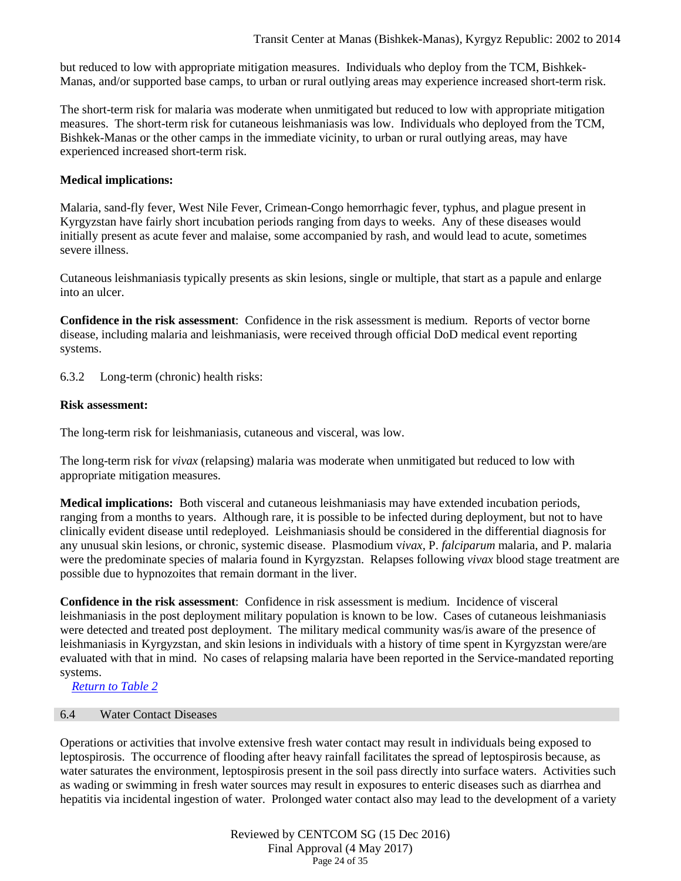but reduced to low with appropriate mitigation measures. Individuals who deploy from the TCM, Bishkek-Manas, and/or supported base camps, to urban or rural outlying areas may experience increased short-term risk.

The short-term risk for malaria was moderate when unmitigated but reduced to low with appropriate mitigation measures. The short-term risk for cutaneous leishmaniasis was low. Individuals who deployed from the TCM, Bishkek-Manas or the other camps in the immediate vicinity, to urban or rural outlying areas, may have experienced increased short-term risk.

**Medical implications:**

Malaria, sand-fly fever, West Nile Fever, Crimean-Congo hemorrhagic fever, typhus, and plague present in Kyrgyzstan have fairly short incubation periods ranging from days to weeks. Any of these diseases would initially present as acute fever and malaise, some accompanied by rash, and would lead to acute, sometimes severe illness.

Cutaneous leishmaniasis typically presents as skin lesions, single or multiple, that start as a papule and enlarge into an ulcer.

**Confidence in the risk assessment**: Confidence in the risk assessment is medium. Reports of vector borne disease, including malaria and leishmaniasis, were received through official DoD medical event reporting systems.

6.3.2 Long-term (chronic) health risks:

**Risk assessment:**

The long-term risk for leishmaniasis, cutaneous and visceral, was low.

The long-term risk for *vivax* (relapsing) malaria was moderate when unmitigated but reduced to low with appropriate mitigation measures.

**Medical implications:** Both visceral and cutaneous leishmaniasis may have extended incubation periods, ranging from a months to years. Although rare, it is possible to be infected during deployment, but not to have clinically evident disease until redeployed. Leishmaniasis should be considered in the differential diagnosis for any unusual skin lesions, or chronic, systemic disease. Plasmodium v*ivax*, P. *falciparum* malaria, and P. malaria were the predominate species of malaria found in Kyrgyzstan. Relapses following *vivax* blood stage treatment are possible due to hypnozoites that remain dormant in the liver.

**Confidence in the risk assessment**: Confidence in risk assessment is medium. Incidence of visceral leishmaniasis in the post deployment military population is known to be low. Cases of cutaneous leishmaniasis were detected and treated post deployment. The military medical community was/is aware of the presence of leishmaniasis in Kyrgyzstan, and skin lesions in individuals with a history of time spent in Kyrgyzstan were/are evaluated with that in mind. No cases of relapsing malaria have been reported in the Service-mandated reporting systems.

*Return to Table 2*

## 6.4 Water Contact Diseases

Operations or activities that involve extensive fresh water contact may result in individuals being exposed to leptospirosis. The occurrence of flooding after heavy rainfall facilitates the spread of leptospirosis because, as water saturates the environment, leptospirosis present in the soil pass directly into surface waters. Activities such as wading or swimming in fresh water sources may result in exposures to enteric diseases such as diarrhea and hepatitis via incidental ingestion of water. Prolonged water contact also may lead to the development of a variety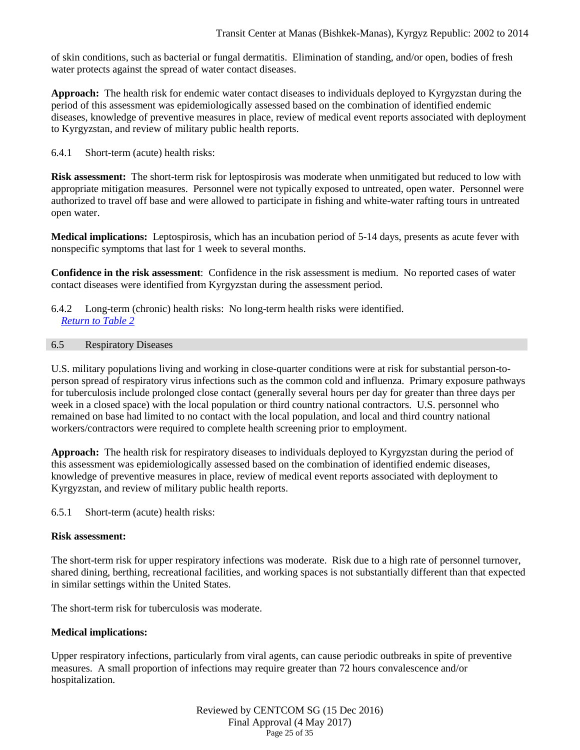of skin conditions, such as bacterial or fungal dermatitis. Elimination of standing, and/or open, bodies of fresh water protects against the spread of water contact diseases.

**Approach:** The health risk for endemic water contact diseases to individuals deployed to Kyrgyzstan during the period of this assessment was epidemiologically assessed based on the combination of identified endemic diseases, knowledge of preventive measures in place, review of medical event reports associated with deployment to Kyrgyzstan, and review of military public health reports.

6.4.1 Short-term (acute) health risks:

**Risk assessment:** The short-term risk for leptospirosis was moderate when unmitigated but reduced to low with appropriate mitigation measures. Personnel were not typically exposed to untreated, open water. Personnel were authorized to travel off base and were allowed to participate in fishing and white-water rafting tours in untreated open water.

**Medical implications:** Leptospirosis, which has an incubation period of 5-14 days, presents as acute fever with nonspecific symptoms that last for 1 week to several months.

**Confidence in the risk assessment**: Confidence in the risk assessment is medium. No reported cases of water contact diseases were identified from Kyrgyzstan during the assessment period.

6.4.2 Long-term (chronic) health risks: No long-term health risks were identified.
*Return to Table 2*

## 6.5 Respiratory Diseases

U.S. military populations living and working in close-quarter conditions were at risk for substantial person-to-person spread of respiratory virus infections such as the common cold and influenza. Primary exposure pathways for tuberculosis include prolonged close contact (generally several hours per day for greater than three days per week in a closed space) with the local population or third country national contractors. U.S. personnel who remained on base had limited to no contact with the local population, and local and third country national workers/contractors were required to complete health screening prior to employment.

**Approach:** The health risk for respiratory diseases to individuals deployed to Kyrgyzstan during the period of this assessment was epidemiologically assessed based on the combination of identified endemic diseases, knowledge of preventive measures in place, review of medical event reports associated with deployment to Kyrgyzstan, and review of military public health reports.

6.5.1 Short-term (acute) health risks:

**Risk assessment:**

The short-term risk for upper respiratory infections was moderate. Risk due to a high rate of personnel turnover, shared dining, berthing, recreational facilities, and working spaces is not substantially different than that expected in similar settings within the United States.

The short-term risk for tuberculosis was moderate.

**Medical implications:**

Upper respiratory infections, particularly from viral agents, can cause periodic outbreaks in spite of preventive measures. A small proportion of infections may require greater than 72 hours convalescence and/or hospitalization.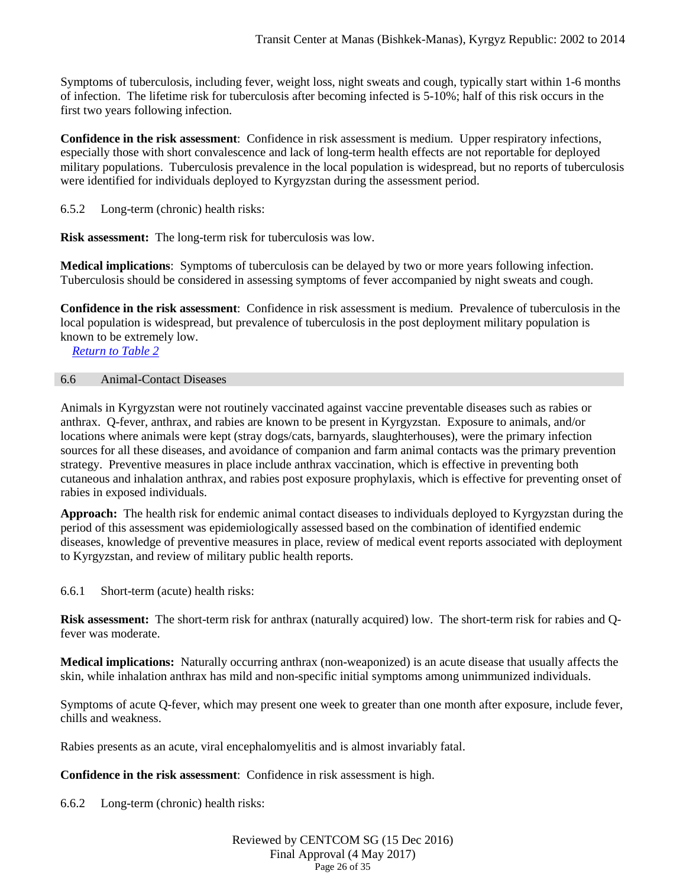Symptoms of tuberculosis, including fever, weight loss, night sweats and cough, typically start within 1-6 months of infection. The lifetime risk for tuberculosis after becoming infected is 5-10%; half of this risk occurs in the first two years following infection.

**Confidence in the risk assessment**: Confidence in risk assessment is medium. Upper respiratory infections, especially those with short convalescence and lack of long-term health effects are not reportable for deployed military populations. Tuberculosis prevalence in the local population is widespread, but no reports of tuberculosis were identified for individuals deployed to Kyrgyzstan during the assessment period.

6.5.2 Long-term (chronic) health risks:

**Risk assessment:** The long-term risk for tuberculosis was low.

**Medical implications**: Symptoms of tuberculosis can be delayed by two or more years following infection. Tuberculosis should be considered in assessing symptoms of fever accompanied by night sweats and cough.

**Confidence in the risk assessment**: Confidence in risk assessment is medium. Prevalence of tuberculosis in the local population is widespread, but prevalence of tuberculosis in the post deployment military population is known to be extremely low.

*Return to Table 2*

## 6.6 Animal-Contact Diseases

Animals in Kyrgyzstan were not routinely vaccinated against vaccine preventable diseases such as rabies or anthrax. Q-fever, anthrax, and rabies are known to be present in Kyrgyzstan. Exposure to animals, and/or locations where animals were kept (stray dogs/cats, barnyards, slaughterhouses), were the primary infection sources for all these diseases, and avoidance of companion and farm animal contacts was the primary prevention strategy. Preventive measures in place include anthrax vaccination, which is effective in preventing both cutaneous and inhalation anthrax, and rabies post exposure prophylaxis, which is effective for preventing onset of rabies in exposed individuals.

**Approach:** The health risk for endemic animal contact diseases to individuals deployed to Kyrgyzstan during the period of this assessment was epidemiologically assessed based on the combination of identified endemic diseases, knowledge of preventive measures in place, review of medical event reports associated with deployment to Kyrgyzstan, and review of military public health reports.

6.6.1 Short-term (acute) health risks:

**Risk assessment:** The short-term risk for anthrax (naturally acquired) low. The short-term risk for rabies and Q-fever was moderate.

**Medical implications:** Naturally occurring anthrax (non-weaponized) is an acute disease that usually affects the skin, while inhalation anthrax has mild and non-specific initial symptoms among unimmunized individuals.

Symptoms of acute Q-fever, which may present one week to greater than one month after exposure, include fever, chills and weakness.

Rabies presents as an acute, viral encephalomyelitis and is almost invariably fatal.

**Confidence in the risk assessment**: Confidence in risk assessment is high.

6.6.2 Long-term (chronic) health risks: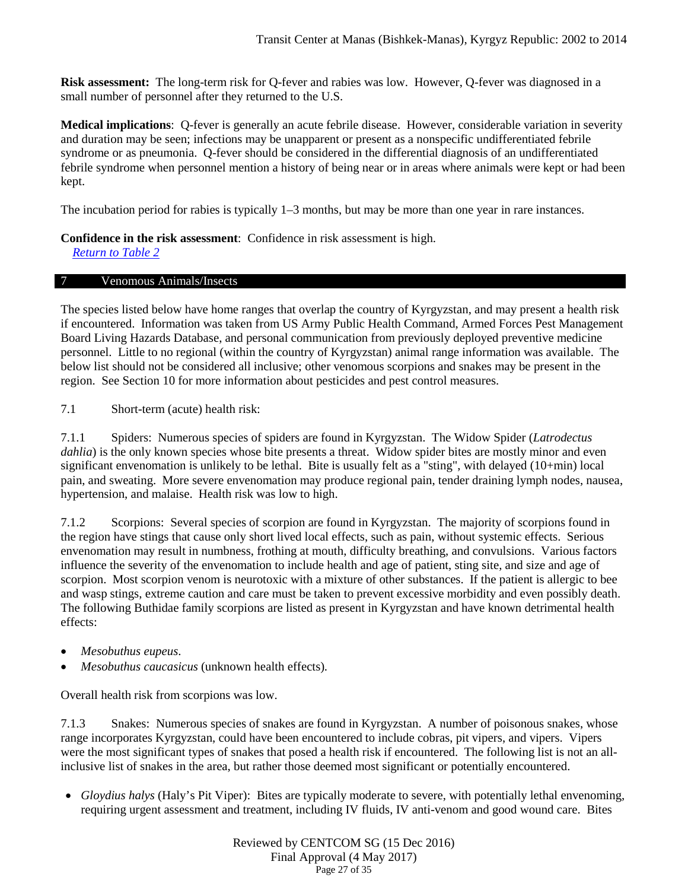**Risk assessment:** The long-term risk for Q-fever and rabies was low. However, Q-fever was diagnosed in a small number of personnel after they returned to the U.S.

**Medical implications**: Q-fever is generally an acute febrile disease. However, considerable variation in severity and duration may be seen; infections may be unapparent or present as a nonspecific undifferentiated febrile syndrome or as pneumonia. Q-fever should be considered in the differential diagnosis of an undifferentiated febrile syndrome when personnel mention a history of being near or in areas where animals were kept or had been kept.

The incubation period for rabies is typically 1–3 months, but may be more than one year in rare instances.

**Confidence in the risk assessment**: Confidence in risk assessment is high.
*Return to Table 2*

## 7 Venomous Animals/Insects

The species listed below have home ranges that overlap the country of Kyrgyzstan, and may present a health risk if encountered. Information was taken from US Army Public Health Command, Armed Forces Pest Management Board Living Hazards Database, and personal communication from previously deployed preventive medicine personnel. Little to no regional (within the country of Kyrgyzstan) animal range information was available. The below list should not be considered all inclusive; other venomous scorpions and snakes may be present in the region. See Section 10 for more information about pesticides and pest control measures.

### 7.1 Short-term (acute) health risk:

7.1.1 Spiders: Numerous species of spiders are found in Kyrgyzstan. The Widow Spider (*Latrodectus dahlia*) is the only known species whose bite presents a threat. Widow spider bites are mostly minor and even significant envenomation is unlikely to be lethal. Bite is usually felt as a "sting", with delayed (10+min) local pain, and sweating. More severe envenomation may produce regional pain, tender draining lymph nodes, nausea, hypertension, and malaise. Health risk was low to high.

7.1.2 Scorpions: Several species of scorpion are found in Kyrgyzstan. The majority of scorpions found in the region have stings that cause only short lived local effects, such as pain, without systemic effects. Serious envenomation may result in numbness, frothing at mouth, difficulty breathing, and convulsions. Various factors influence the severity of the envenomation to include health and age of patient, sting site, and size and age of scorpion. Most scorpion venom is neurotoxic with a mixture of other substances. If the patient is allergic to bee and wasp stings, extreme caution and care must be taken to prevent excessive morbidity and even possibly death. The following Buthidae family scorpions are listed as present in Kyrgyzstan and have known detrimental health effects:

- *Mesobuthus eupeus*.
- *Mesobuthus caucasicus* (unknown health effects).

Overall health risk from scorpions was low.

7.1.3 Snakes: Numerous species of snakes are found in Kyrgyzstan. A number of poisonous snakes, whose range incorporates Kyrgyzstan, could have been encountered to include cobras, pit vipers, and vipers. Vipers were the most significant types of snakes that posed a health risk if encountered. The following list is not an all-inclusive list of snakes in the area, but rather those deemed most significant or potentially encountered.

- *Gloydius halys* (Haly's Pit Viper): Bites are typically moderate to severe, with potentially lethal envenoming, requiring urgent assessment and treatment, including IV fluids, IV anti-venom and good wound care. Bites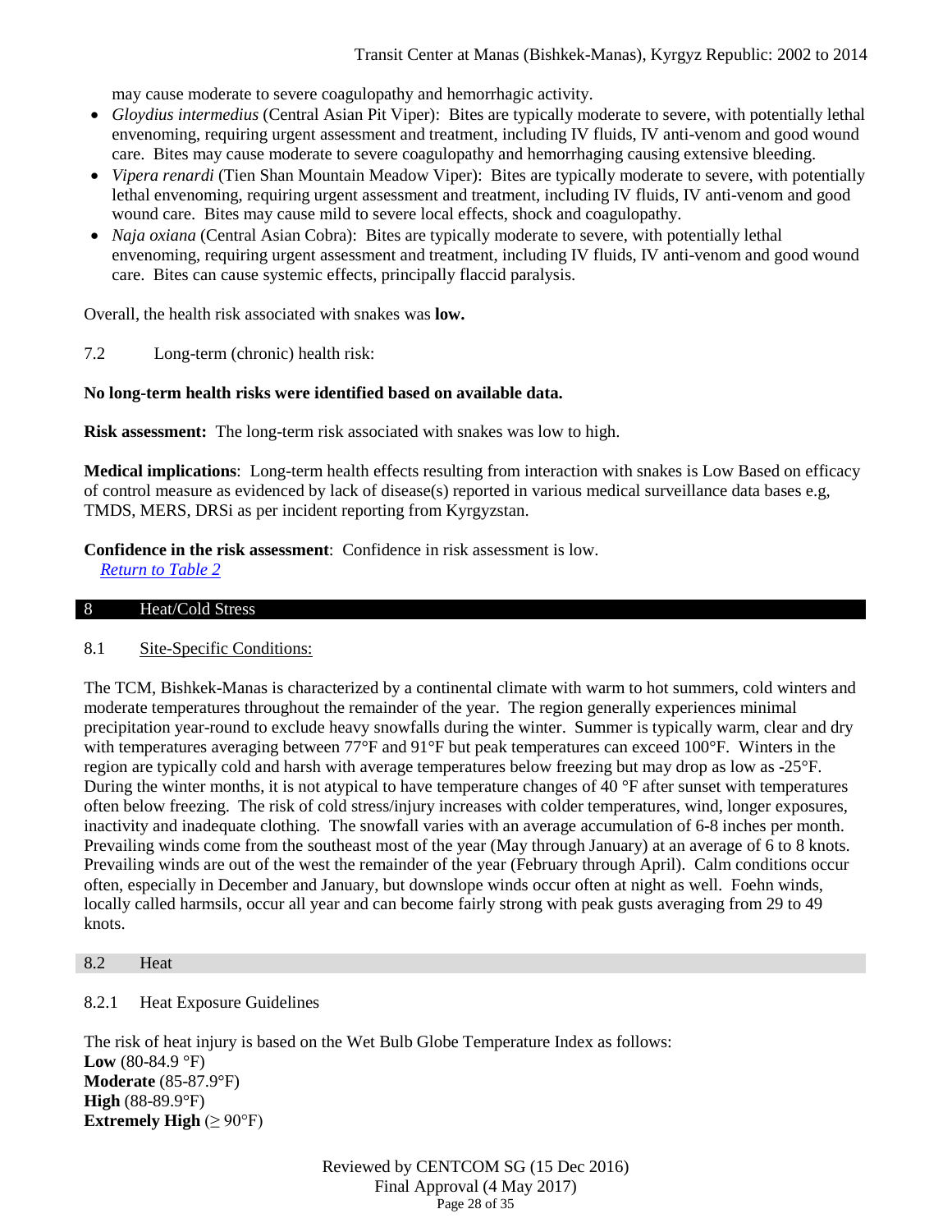may cause moderate to severe coagulopathy and hemorrhagic activity.

- *Gloydius intermedius* (Central Asian Pit Viper): Bites are typically moderate to severe, with potentially lethal envenoming, requiring urgent assessment and treatment, including IV fluids, IV anti-venom and good wound care. Bites may cause moderate to severe coagulopathy and hemorrhaging causing extensive bleeding.
- *Vipera renardi* (Tien Shan Mountain Meadow Viper): Bites are typically moderate to severe, with potentially lethal envenoming, requiring urgent assessment and treatment, including IV fluids, IV anti-venom and good wound care. Bites may cause mild to severe local effects, shock and coagulopathy.
- *Naja oxiana* (Central Asian Cobra): Bites are typically moderate to severe, with potentially lethal envenoming, requiring urgent assessment and treatment, including IV fluids, IV anti-venom and good wound care. Bites can cause systemic effects, principally flaccid paralysis.

Overall, the health risk associated with snakes was **low.**

7.2 Long-term (chronic) health risk:

**No long-term health risks were identified based on available data.**

**Risk assessment:** The long-term risk associated with snakes was low to high.

**Medical implications**: Long-term health effects resulting from interaction with snakes is Low Based on efficacy of control measure as evidenced by lack of disease(s) reported in various medical surveillance data bases e.g, TMDS, MERS, DRSi as per incident reporting from Kyrgyzstan.

**Confidence in the risk assessment**: Confidence in risk assessment is low.

*Return to Table 2*

## 8 Heat/Cold Stress

### 8.1 Site-Specific Conditions:

The TCM, Bishkek-Manas is characterized by a continental climate with warm to hot summers, cold winters and moderate temperatures throughout the remainder of the year. The region generally experiences minimal precipitation year-round to exclude heavy snowfalls during the winter. Summer is typically warm, clear and dry with temperatures averaging between 77°F and 91°F but peak temperatures can exceed 100°F. Winters in the region are typically cold and harsh with average temperatures below freezing but may drop as low as -25°F. During the winter months, it is not atypical to have temperature changes of 40 °F after sunset with temperatures often below freezing. The risk of cold stress/injury increases with colder temperatures, wind, longer exposures, inactivity and inadequate clothing. The snowfall varies with an average accumulation of 6-8 inches per month. Prevailing winds come from the southeast most of the year (May through January) at an average of 6 to 8 knots. Prevailing winds are out of the west the remainder of the year (February through April). Calm conditions occur often, especially in December and January, but downslope winds occur often at night as well. Foehn winds, locally called harmsils, occur all year and can become fairly strong with peak gusts averaging from 29 to 49 knots.

### 8.2 Heat

#### 8.2.1 Heat Exposure Guidelines

The risk of heat injury is based on the Wet Bulb Globe Temperature Index as follows:

**Low** (80-84.9 °F)
**Moderate** (85-87.9°F)
**High** (88-89.9°F)
**Extremely High** (≥ 90°F)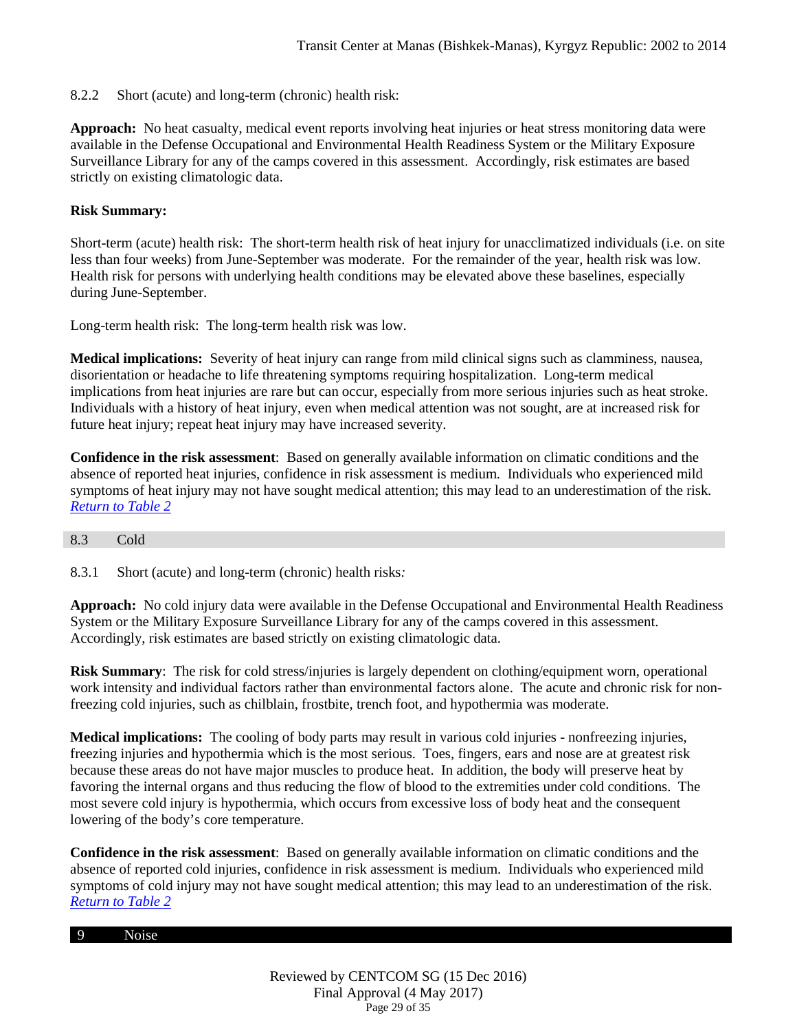8.2.2 Short (acute) and long-term (chronic) health risk:

**Approach:** No heat casualty, medical event reports involving heat injuries or heat stress monitoring data were available in the Defense Occupational and Environmental Health Readiness System or the Military Exposure Surveillance Library for any of the camps covered in this assessment. Accordingly, risk estimates are based strictly on existing climatologic data.

**Risk Summary:**

Short-term (acute) health risk: The short-term health risk of heat injury for unacclimatized individuals (i.e. on site less than four weeks) from June-September was moderate. For the remainder of the year, health risk was low. Health risk for persons with underlying health conditions may be elevated above these baselines, especially during June-September.

Long-term health risk: The long-term health risk was low.

**Medical implications:** Severity of heat injury can range from mild clinical signs such as clamminess, nausea, disorientation or headache to life threatening symptoms requiring hospitalization. Long-term medical implications from heat injuries are rare but can occur, especially from more serious injuries such as heat stroke. Individuals with a history of heat injury, even when medical attention was not sought, are at increased risk for future heat injury; repeat heat injury may have increased severity.

**Confidence in the risk assessment**: Based on generally available information on climatic conditions and the absence of reported heat injuries, confidence in risk assessment is medium. Individuals who experienced mild symptoms of heat injury may not have sought medical attention; this may lead to an underestimation of the risk. *Return to Table 2*

## 8.3 Cold

8.3.1 Short (acute) and long-term (chronic) health risks*:*

**Approach:** No cold injury data were available in the Defense Occupational and Environmental Health Readiness System or the Military Exposure Surveillance Library for any of the camps covered in this assessment. Accordingly, risk estimates are based strictly on existing climatologic data.

**Risk Summary**: The risk for cold stress/injuries is largely dependent on clothing/equipment worn, operational work intensity and individual factors rather than environmental factors alone. The acute and chronic risk for non-freezing cold injuries, such as chilblain, frostbite, trench foot, and hypothermia was moderate.

**Medical implications:** The cooling of body parts may result in various cold injuries - nonfreezing injuries, freezing injuries and hypothermia which is the most serious. Toes, fingers, ears and nose are at greatest risk because these areas do not have major muscles to produce heat. In addition, the body will preserve heat by favoring the internal organs and thus reducing the flow of blood to the extremities under cold conditions. The most severe cold injury is hypothermia, which occurs from excessive loss of body heat and the consequent lowering of the body's core temperature.

**Confidence in the risk assessment**: Based on generally available information on climatic conditions and the absence of reported cold injuries, confidence in risk assessment is medium. Individuals who experienced mild symptoms of cold injury may not have sought medical attention; this may lead to an underestimation of the risk. *Return to Table 2*

# 9 Noise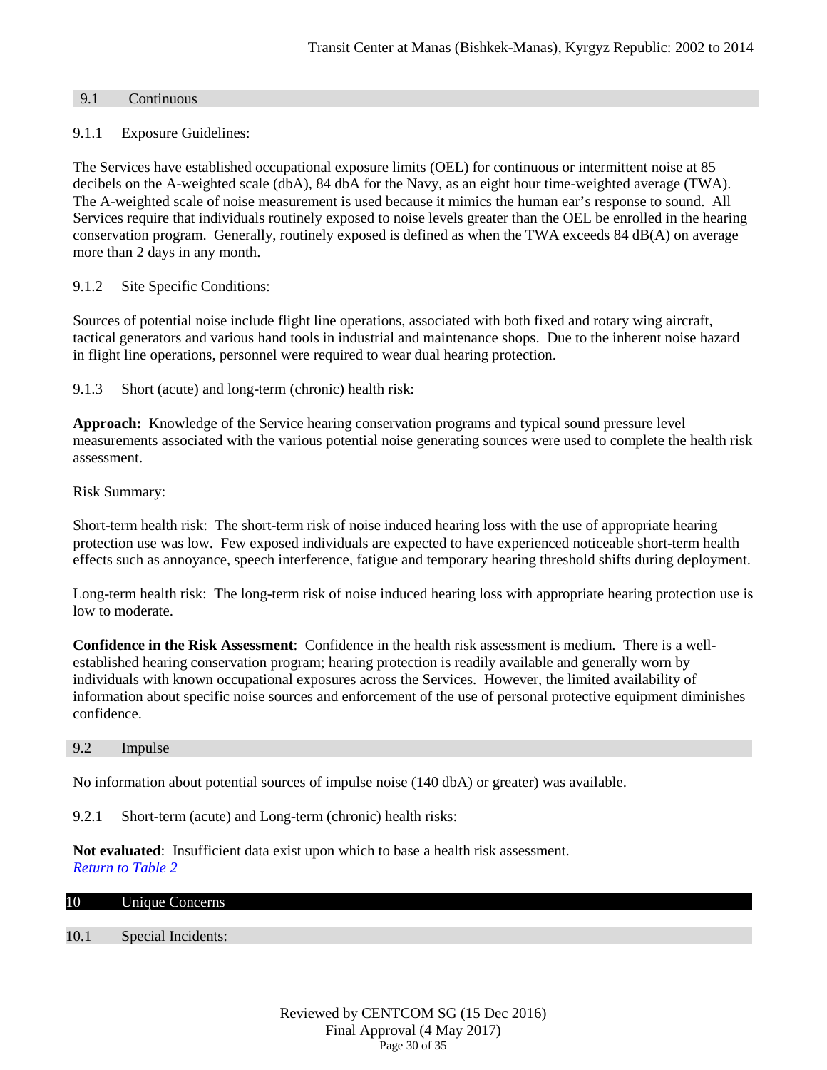### 9.1 Continuous

#### 9.1.1 Exposure Guidelines:

The Services have established occupational exposure limits (OEL) for continuous or intermittent noise at 85 decibels on the A-weighted scale (dbA), 84 dbA for the Navy, as an eight hour time-weighted average (TWA). The A-weighted scale of noise measurement is used because it mimics the human ear's response to sound. All Services require that individuals routinely exposed to noise levels greater than the OEL be enrolled in the hearing conservation program. Generally, routinely exposed is defined as when the TWA exceeds 84 dB(A) on average more than 2 days in any month.

#### 9.1.2 Site Specific Conditions:

Sources of potential noise include flight line operations, associated with both fixed and rotary wing aircraft, tactical generators and various hand tools in industrial and maintenance shops. Due to the inherent noise hazard in flight line operations, personnel were required to wear dual hearing protection.

#### 9.1.3 Short (acute) and long-term (chronic) health risk:

**Approach:** Knowledge of the Service hearing conservation programs and typical sound pressure level measurements associated with the various potential noise generating sources were used to complete the health risk assessment.

Risk Summary:

Short-term health risk: The short-term risk of noise induced hearing loss with the use of appropriate hearing protection use was low. Few exposed individuals are expected to have experienced noticeable short-term health effects such as annoyance, speech interference, fatigue and temporary hearing threshold shifts during deployment.

Long-term health risk: The long-term risk of noise induced hearing loss with appropriate hearing protection use is low to moderate.

**Confidence in the Risk Assessment**: Confidence in the health risk assessment is medium. There is a well-established hearing conservation program; hearing protection is readily available and generally worn by individuals with known occupational exposures across the Services. However, the limited availability of information about specific noise sources and enforcement of the use of personal protective equipment diminishes confidence.

### 9.2 Impulse

No information about potential sources of impulse noise (140 dbA) or greater) was available.

#### 9.2.1 Short-term (acute) and Long-term (chronic) health risks:

**Not evaluated**: Insufficient data exist upon which to base a health risk assessment.
*Return to Table 2*

## 10 Unique Concerns

### 10.1 Special Incidents: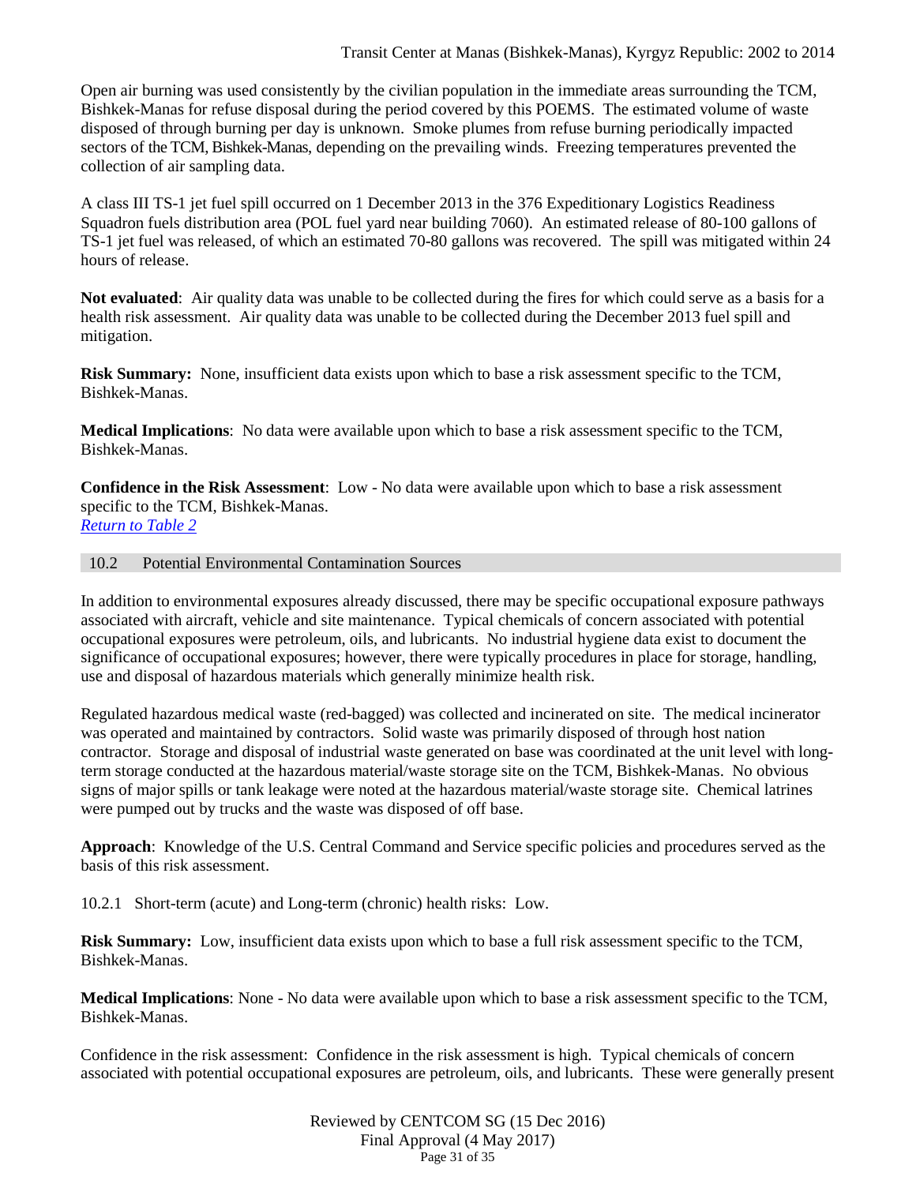Open air burning was used consistently by the civilian population in the immediate areas surrounding the TCM, Bishkek-Manas for refuse disposal during the period covered by this POEMS. The estimated volume of waste disposed of through burning per day is unknown. Smoke plumes from refuse burning periodically impacted sectors of the TCM, Bishkek-Manas, depending on the prevailing winds. Freezing temperatures prevented the collection of air sampling data.

A class III TS-1 jet fuel spill occurred on 1 December 2013 in the 376 Expeditionary Logistics Readiness Squadron fuels distribution area (POL fuel yard near building 7060). An estimated release of 80-100 gallons of TS-1 jet fuel was released, of which an estimated 70-80 gallons was recovered. The spill was mitigated within 24 hours of release.

**Not evaluated**: Air quality data was unable to be collected during the fires for which could serve as a basis for a health risk assessment. Air quality data was unable to be collected during the December 2013 fuel spill and mitigation.

**Risk Summary:** None, insufficient data exists upon which to base a risk assessment specific to the TCM, Bishkek-Manas.

**Medical Implications**: No data were available upon which to base a risk assessment specific to the TCM, Bishkek-Manas.

**Confidence in the Risk Assessment**: Low - No data were available upon which to base a risk assessment specific to the TCM, Bishkek-Manas.
*Return to Table 2*

## 10.2 Potential Environmental Contamination Sources

In addition to environmental exposures already discussed, there may be specific occupational exposure pathways associated with aircraft, vehicle and site maintenance. Typical chemicals of concern associated with potential occupational exposures were petroleum, oils, and lubricants. No industrial hygiene data exist to document the significance of occupational exposures; however, there were typically procedures in place for storage, handling, use and disposal of hazardous materials which generally minimize health risk.

Regulated hazardous medical waste (red-bagged) was collected and incinerated on site. The medical incinerator was operated and maintained by contractors. Solid waste was primarily disposed of through host nation contractor. Storage and disposal of industrial waste generated on base was coordinated at the unit level with long-term storage conducted at the hazardous material/waste storage site on the TCM, Bishkek-Manas. No obvious signs of major spills or tank leakage were noted at the hazardous material/waste storage site. Chemical latrines were pumped out by trucks and the waste was disposed of off base.

**Approach**: Knowledge of the U.S. Central Command and Service specific policies and procedures served as the basis of this risk assessment.

10.2.1 Short-term (acute) and Long-term (chronic) health risks: Low.

**Risk Summary:** Low, insufficient data exists upon which to base a full risk assessment specific to the TCM, Bishkek-Manas.

**Medical Implications**: None - No data were available upon which to base a risk assessment specific to the TCM, Bishkek-Manas.

Confidence in the risk assessment: Confidence in the risk assessment is high. Typical chemicals of concern associated with potential occupational exposures are petroleum, oils, and lubricants. These were generally present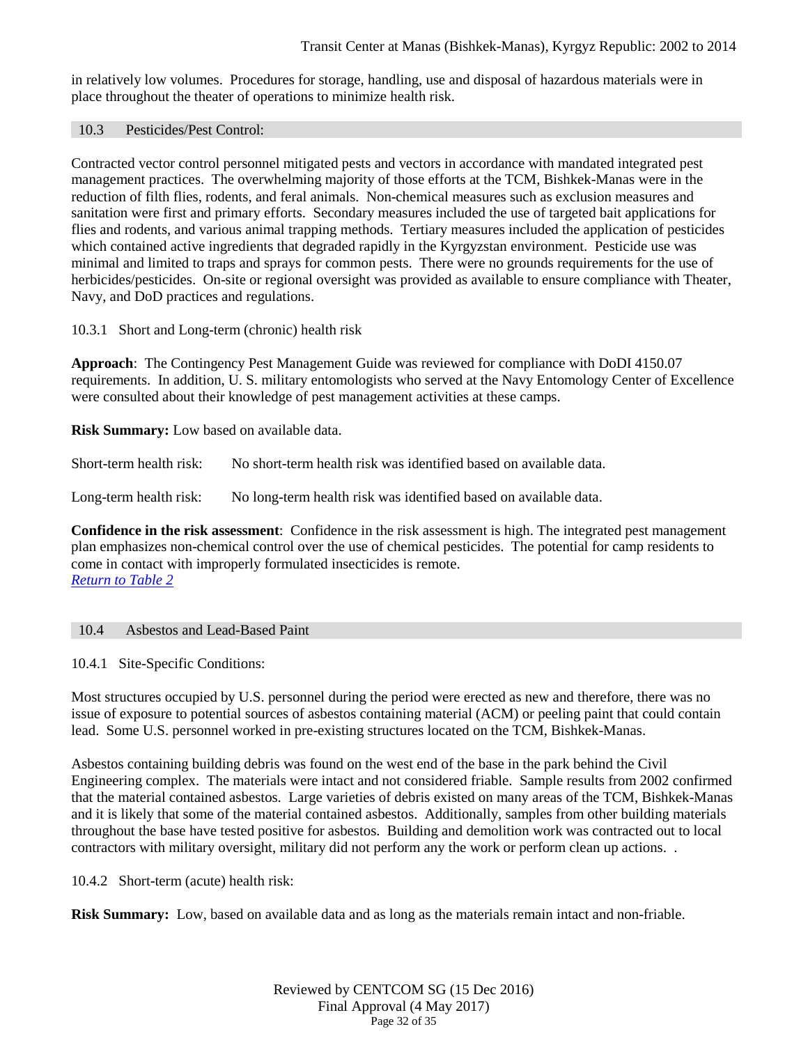in relatively low volumes. Procedures for storage, handling, use and disposal of hazardous materials were in place throughout the theater of operations to minimize health risk.

## 10.3 Pesticides/Pest Control:

Contracted vector control personnel mitigated pests and vectors in accordance with mandated integrated pest management practices. The overwhelming majority of those efforts at the TCM, Bishkek-Manas were in the reduction of filth flies, rodents, and feral animals. Non-chemical measures such as exclusion measures and sanitation were first and primary efforts. Secondary measures included the use of targeted bait applications for flies and rodents, and various animal trapping methods. Tertiary measures included the application of pesticides which contained active ingredients that degraded rapidly in the Kyrgyzstan environment. Pesticide use was minimal and limited to traps and sprays for common pests. There were no grounds requirements for the use of herbicides/pesticides. On-site or regional oversight was provided as available to ensure compliance with Theater, Navy, and DoD practices and regulations.

### 10.3.1 Short and Long-term (chronic) health risk

**Approach**: The Contingency Pest Management Guide was reviewed for compliance with DoDI 4150.07 requirements. In addition, U. S. military entomologists who served at the Navy Entomology Center of Excellence were consulted about their knowledge of pest management activities at these camps.

**Risk Summary:** Low based on available data.

Short-term health risk: No short-term health risk was identified based on available data.

Long-term health risk: No long-term health risk was identified based on available data.

**Confidence in the risk assessment**: Confidence in the risk assessment is high. The integrated pest management plan emphasizes non-chemical control over the use of chemical pesticides. The potential for camp residents to come in contact with improperly formulated insecticides is remote.
*Return to Table 2*

## 10.4 Asbestos and Lead-Based Paint

### 10.4.1 Site-Specific Conditions:

Most structures occupied by U.S. personnel during the period were erected as new and therefore, there was no issue of exposure to potential sources of asbestos containing material (ACM) or peeling paint that could contain lead. Some U.S. personnel worked in pre-existing structures located on the TCM, Bishkek-Manas.

Asbestos containing building debris was found on the west end of the base in the park behind the Civil Engineering complex. The materials were intact and not considered friable. Sample results from 2002 confirmed that the material contained asbestos. Large varieties of debris existed on many areas of the TCM, Bishkek-Manas and it is likely that some of the material contained asbestos. Additionally, samples from other building materials throughout the base have tested positive for asbestos. Building and demolition work was contracted out to local contractors with military oversight, military did not perform any the work or perform clean up actions. .

### 10.4.2 Short-term (acute) health risk:

**Risk Summary:** Low, based on available data and as long as the materials remain intact and non-friable.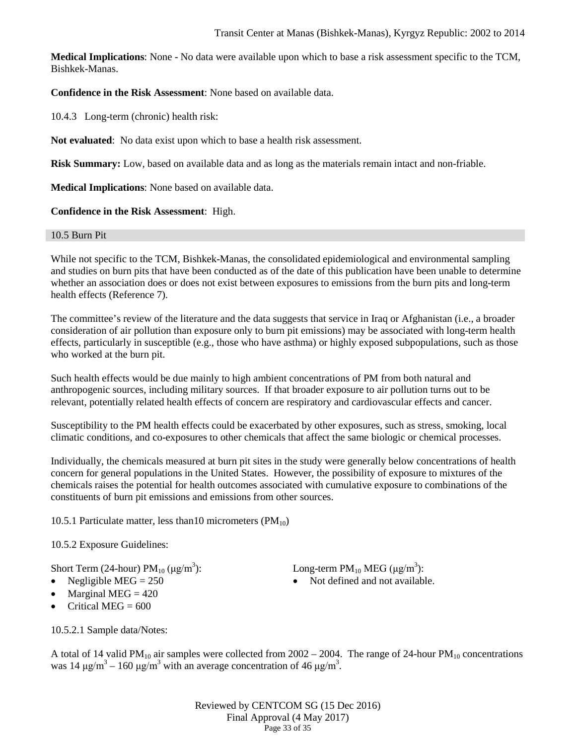**Medical Implications**: None - No data were available upon which to base a risk assessment specific to the TCM, Bishkek-Manas.

**Confidence in the Risk Assessment**: None based on available data.

10.4.3 Long-term (chronic) health risk:

**Not evaluated**: No data exist upon which to base a health risk assessment.

**Risk Summary:** Low, based on available data and as long as the materials remain intact and non-friable.

**Medical Implications**: None based on available data.

**Confidence in the Risk Assessment**: High.

## 10.5 Burn Pit

While not specific to the TCM, Bishkek-Manas, the consolidated epidemiological and environmental sampling and studies on burn pits that have been conducted as of the date of this publication have been unable to determine whether an association does or does not exist between exposures to emissions from the burn pits and long-term health effects (Reference 7).

The committee's review of the literature and the data suggests that service in Iraq or Afghanistan (i.e., a broader consideration of air pollution than exposure only to burn pit emissions) may be associated with long-term health effects, particularly in susceptible (e.g., those who have asthma) or highly exposed subpopulations, such as those who worked at the burn pit.

Such health effects would be due mainly to high ambient concentrations of PM from both natural and anthropogenic sources, including military sources. If that broader exposure to air pollution turns out to be relevant, potentially related health effects of concern are respiratory and cardiovascular effects and cancer.

Susceptibility to the PM health effects could be exacerbated by other exposures, such as stress, smoking, local climatic conditions, and co-exposures to other chemicals that affect the same biologic or chemical processes.

Individually, the chemicals measured at burn pit sites in the study were generally below concentrations of health concern for general populations in the United States. However, the possibility of exposure to mixtures of the chemicals raises the potential for health outcomes associated with cumulative exposure to combinations of the constituents of burn pit emissions and emissions from other sources.

10.5.1 Particulate matter, less than10 micrometers ($PM_{10}$)

10.5.2 Exposure Guidelines:

Short Term (24-hour) $PM_{10}$ ($\mu g/m^3$):

- Negligible MEG = 250
- Marginal MEG = 420
- Critical MEG = 600

Long-term $PM_{10}$ MEG ($\mu g/m^3$):

- Not defined and not available.

10.5.2.1 Sample data/Notes:

A total of 14 valid $PM_{10}$ air samples were collected from 2002 – 2004. The range of 24-hour $PM_{10}$ concentrations was 14 $\mu g/m^3$ – 160 $\mu g/m^3$ with an average concentration of 46 $\mu g/m^3$.

Reviewed by CENTCOM SG (15 Dec 2016)
Final Approval (4 May 2017)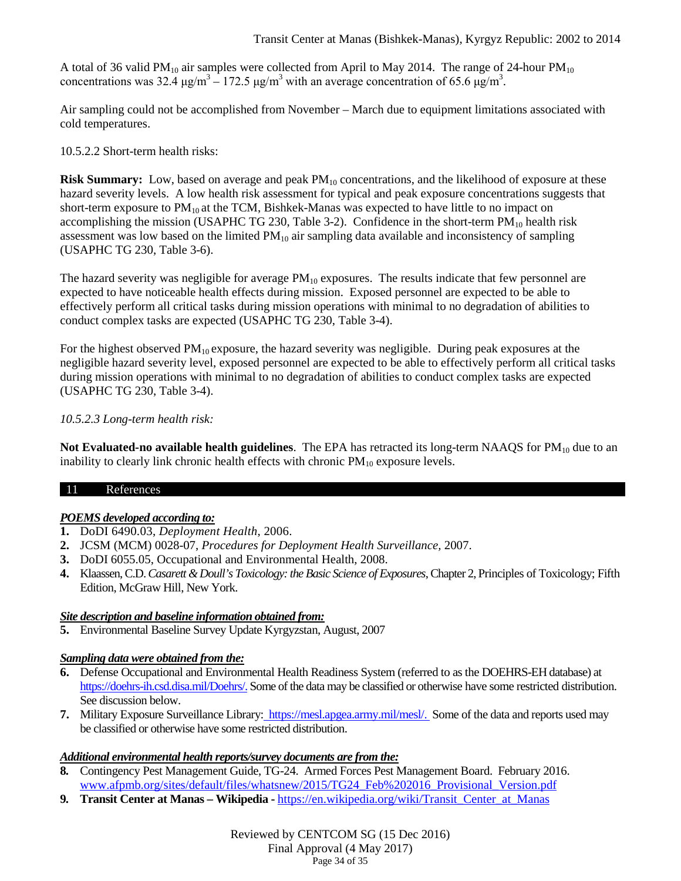A total of 36 valid $PM_{10}$ air samples were collected from April to May 2014. The range of 24-hour $PM_{10}$ concentrations was 32.4 $\mu g/m^3$ – 172.5 $\mu g/m^3$ with an average concentration of 65.6 $\mu g/m^3$.

Air sampling could not be accomplished from November – March due to equipment limitations associated with cold temperatures.

10.5.2.2 Short-term health risks:

**Risk Summary:** Low, based on average and peak $PM_{10}$ concentrations, and the likelihood of exposure at these hazard severity levels. A low health risk assessment for typical and peak exposure concentrations suggests that short-term exposure to $PM_{10}$ at the TCM, Bishkek-Manas was expected to have little to no impact on accomplishing the mission (USAPHC TG 230, Table 3-2). Confidence in the short-term $PM_{10}$ health risk assessment was low based on the limited $PM_{10}$ air sampling data available and inconsistency of sampling (USAPHC TG 230, Table 3-6).

The hazard severity was negligible for average $PM_{10}$ exposures. The results indicate that few personnel are expected to have noticeable health effects during mission. Exposed personnel are expected to be able to effectively perform all critical tasks during mission operations with minimal to no degradation of abilities to conduct complex tasks are expected (USAPHC TG 230, Table 3-4).

For the highest observed $PM_{10}$ exposure, the hazard severity was negligible. During peak exposures at the negligible hazard severity level, exposed personnel are expected to be able to effectively perform all critical tasks during mission operations with minimal to no degradation of abilities to conduct complex tasks are expected (USAPHC TG 230, Table 3-4).

*10.5.2.3 Long-term health risk:*

**Not Evaluated-no available health guidelines**. The EPA has retracted its long-term NAAQS for $PM_{10}$ due to an inability to clearly link chronic health effects with chronic $PM_{10}$ exposure levels.

## 11 References

***POEMS developed according to:***

1. DoDI 6490.03, *Deployment Health*, 2006.
2. JCSM (MCM) 0028-07, *Procedures for Deployment Health Surveillance,* 2007.
3. DoDI 6055.05, Occupational and Environmental Health, 2008.
4. Klaassen, C.D. *Casarett & Doull's Toxicology: the Basic Science of Exposures*, Chapter 2, Principles of Toxicology; Fifth Edition, McGraw Hill, New York.

***Site description and baseline information obtained from:***

5. Environmental Baseline Survey Update Kyrgyzstan, August, 2007

***Sampling data were obtained from the:***

6. Defense Occupational and Environmental Health Readiness System (referred to as the DOEHRS-EH database) at https://doehrs-ih.csd.disa.mil/Doehrs/. Some of the data may be classified or otherwise have some restricted distribution. See discussion below.
7. Military Exposure Surveillance Library: https://mesl.apgea.army.mil/mesl/. Some of the data and reports used may be classified or otherwise have some restricted distribution.

***Additional environmental health reports/survey documents are from the:***

8. Contingency Pest Management Guide, TG-24. Armed Forces Pest Management Board. February 2016. www.afpmb.org/sites/default/files/whatsnew/2015/TG24_Feb%202016_Provisional_Version.pdf
9. **Transit Center at Manas – Wikipedia -** https://en.wikipedia.org/wiki/Transit_Center_at_Manas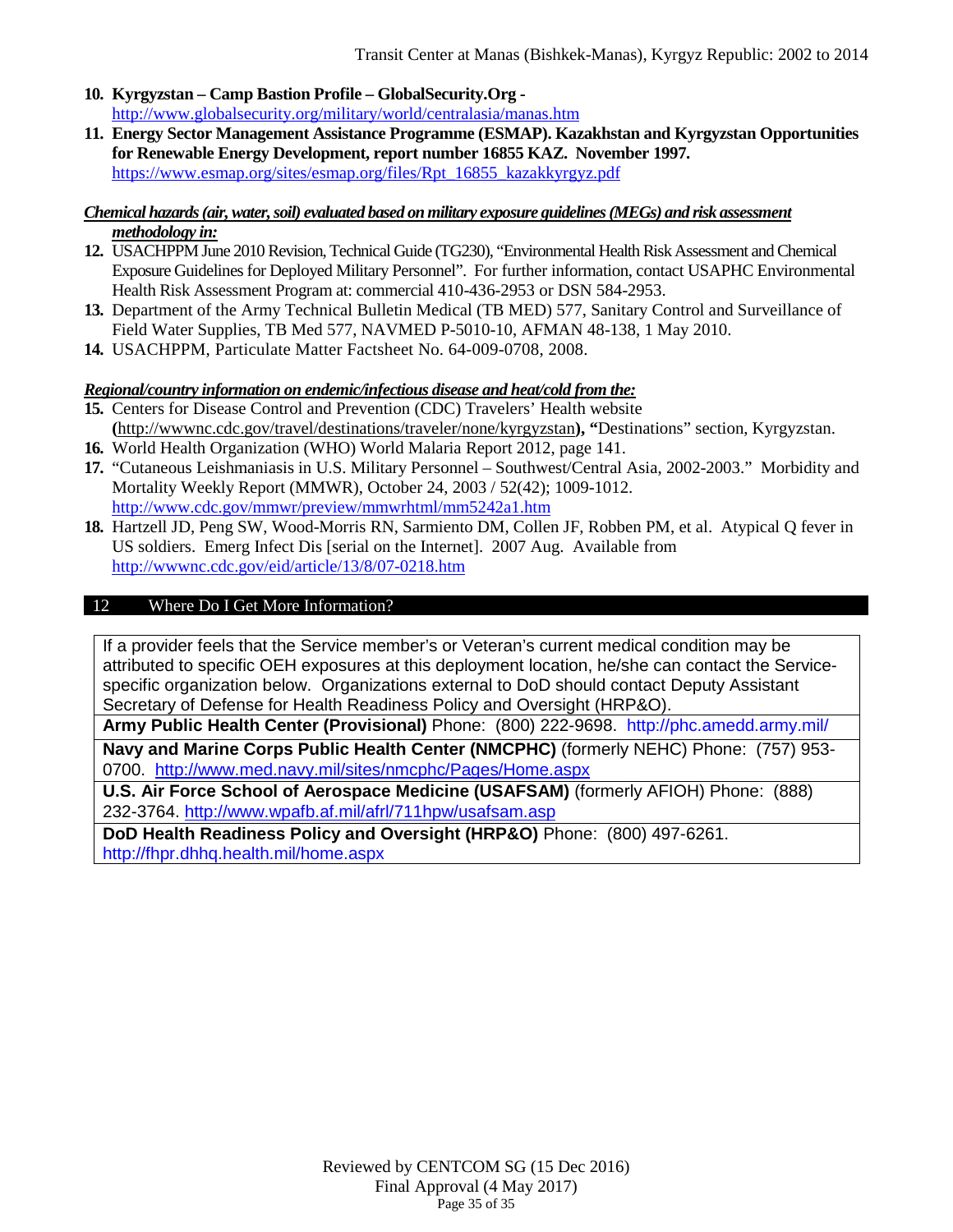10. **Kyrgyzstan – Camp Bastion Profile – GlobalSecurity.Org -** http://www.globalsecurity.org/military/world/centralasia/manas.htm
11. **Energy Sector Management Assistance Programme (ESMAP). Kazakhstan and Kyrgyzstan Opportunities for Renewable Energy Development, report number 16855 KAZ. November 1997.** https://www.esmap.org/sites/esmap.org/files/Rpt_16855_kazakkyrgyz.pdf

***Chemical hazards (air, water, soil) evaluated based on military exposure guidelines (MEGs) and risk assessment methodology in:***

12. USACHPPM June 2010 Revision, Technical Guide (TG230), "Environmental Health Risk Assessment and Chemical Exposure Guidelines for Deployed Military Personnel". For further information, contact USAPHC Environmental Health Risk Assessment Program at: commercial 410-436-2953 or DSN 584-2953.
13. Department of the Army Technical Bulletin Medical (TB MED) 577, Sanitary Control and Surveillance of Field Water Supplies, TB Med 577, NAVMED P-5010-10, AFMAN 48-138, 1 May 2010.
14. USACHPPM, Particulate Matter Factsheet No. 64-009-0708, 2008.

***Regional/country information on endemic/infectious disease and heat/cold from the:***

15. Centers for Disease Control and Prevention (CDC) Travelers' Health website (http://wwwnc.cdc.gov/travel/destinations/traveler/none/kyrgyzstan), "Destinations" section, Kyrgyzstan.
16. World Health Organization (WHO) World Malaria Report 2012, page 141.
17. "Cutaneous Leishmaniasis in U.S. Military Personnel – Southwest/Central Asia, 2002-2003." Morbidity and Mortality Weekly Report (MMWR), October 24, 2003 / 52(42); 1009-1012. http://www.cdc.gov/mmwr/preview/mmwrhtml/mm5242a1.htm
18. Hartzell JD, Peng SW, Wood-Morris RN, Sarmiento DM, Collen JF, Robben PM, et al. Atypical Q fever in US soldiers. Emerg Infect Dis [serial on the Internet]. 2007 Aug. Available from http://wwwnc.cdc.gov/eid/article/13/8/07-0218.htm

## 12 Where Do I Get More Information?

| |
|---|
| If a provider feels that the Service member's or Veteran's current medical condition may be attributed to specific OEH exposures at this deployment location, he/she can contact the Service-specific organization below. Organizations external to DoD should contact Deputy Assistant Secretary of Defense for Health Readiness Policy and Oversight (HRP&O). |
| **Army Public Health Center (Provisional)** Phone: (800) 222-9698. http://phc.amedd.army.mil/ |
| **Navy and Marine Corps Public Health Center (NMCPHC)** (formerly NEHC) Phone: (757) 953-0700. http://www.med.navy.mil/sites/nmcphc/Pages/Home.aspx |
| **U.S. Air Force School of Aerospace Medicine (USAFSAM)** (formerly AFIOH) Phone: (888) 232-3764. http://www.wpafb.af.mil/afrl/711hpw/usafsam.asp |
| **DoD Health Readiness Policy and Oversight (HRP&O)** Phone: (800) 497-6261. http://fhpr.dhhq.health.mil/home.aspx |

Reviewed by CENTCOM SG (15 Dec 2016)
Final Approval (4 May 2017)